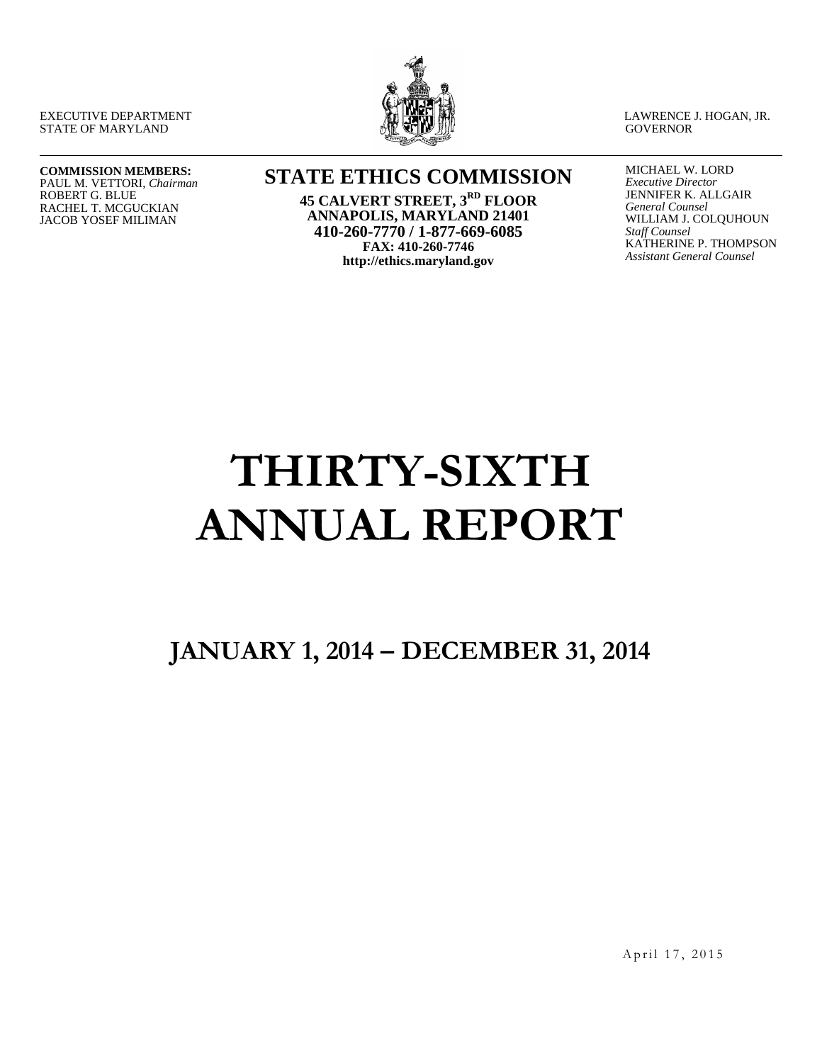EXECUTIVE DEPARTMENT
STATE OF MARYLAND

LAWRENCE J. HOGAN, JR.
GOVERNOR

**COMMISSION MEMBERS:**
PAUL M. VETTORI, *Chairman*
ROBERT G. BLUE
RACHEL T. MCGUCKIAN
JACOB YOSEF MILIMAN

**STATE ETHICS COMMISSION**
**45 CALVERT STREET, 3RD FLOOR**
**ANNAPOLIS, MARYLAND 21401**
**410-260-7770 / 1-877-669-6085**
**FAX: 410-260-7746**
**http://ethics.maryland.gov**

MICHAEL W. LORD
*Executive Director*
JENNIFER K. ALLGAIR
*General Counsel*
WILLIAM J. COLQUHOUN
*Staff Counsel*
KATHERINE P. THOMPSON
*Assistant General Counsel*

# THIRTY-SIXTH ANNUAL REPORT

## JANUARY 1, 2014 – DECEMBER 31, 2014

April 17, 2015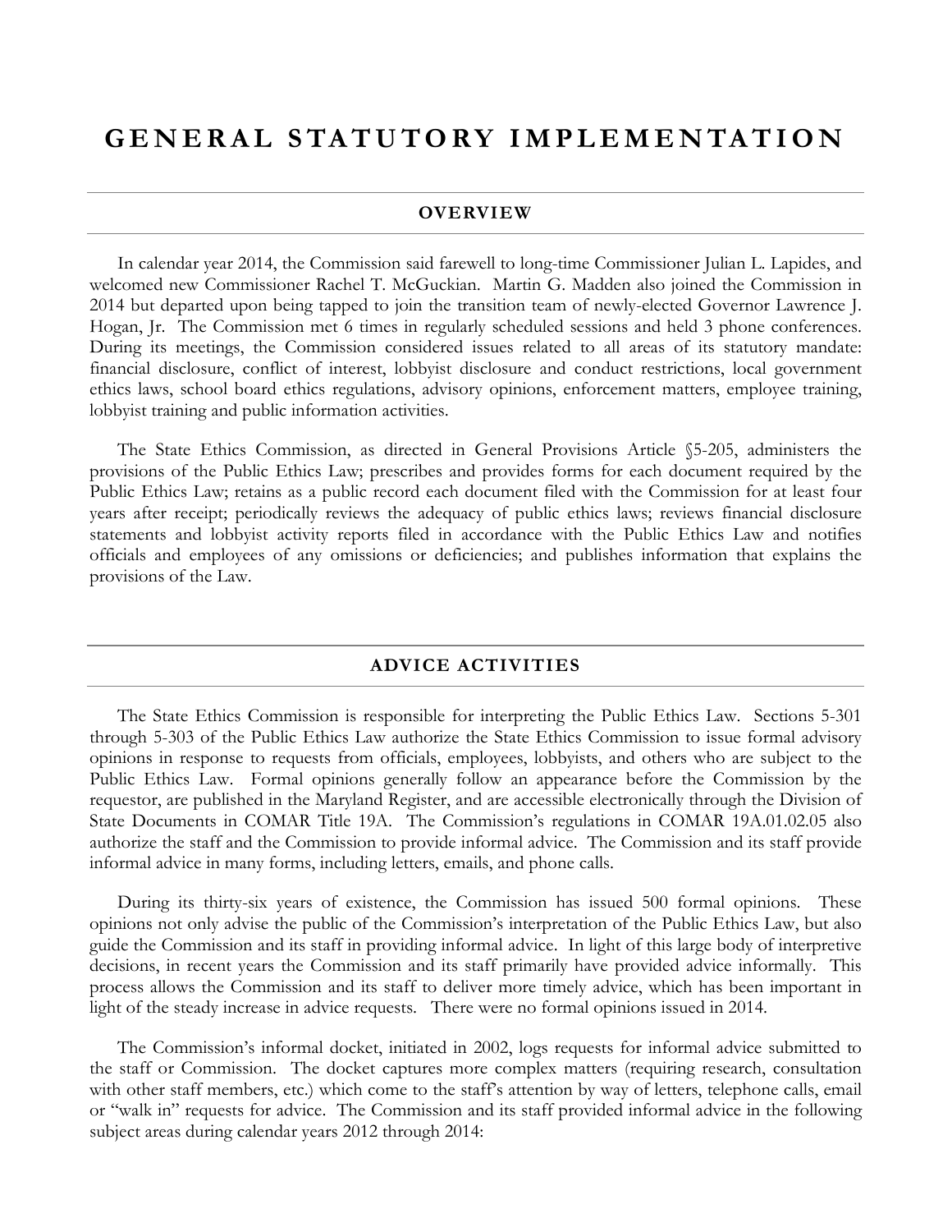# GENERAL STATUTORY IMPLEMENTATION

## OVERVIEW

In calendar year 2014, the Commission said farewell to long-time Commissioner Julian L. Lapides, and welcomed new Commissioner Rachel T. McGuckian. Martin G. Madden also joined the Commission in 2014 but departed upon being tapped to join the transition team of newly-elected Governor Lawrence J. Hogan, Jr. The Commission met 6 times in regularly scheduled sessions and held 3 phone conferences. During its meetings, the Commission considered issues related to all areas of its statutory mandate: financial disclosure, conflict of interest, lobbyist disclosure and conduct restrictions, local government ethics laws, school board ethics regulations, advisory opinions, enforcement matters, employee training, lobbyist training and public information activities.

The State Ethics Commission, as directed in General Provisions Article §5-205, administers the provisions of the Public Ethics Law; prescribes and provides forms for each document required by the Public Ethics Law; retains as a public record each document filed with the Commission for at least four years after receipt; periodically reviews the adequacy of public ethics laws; reviews financial disclosure statements and lobbyist activity reports filed in accordance with the Public Ethics Law and notifies officials and employees of any omissions or deficiencies; and publishes information that explains the provisions of the Law.

## ADVICE ACTIVITIES

The State Ethics Commission is responsible for interpreting the Public Ethics Law. Sections 5-301 through 5-303 of the Public Ethics Law authorize the State Ethics Commission to issue formal advisory opinions in response to requests from officials, employees, lobbyists, and others who are subject to the Public Ethics Law. Formal opinions generally follow an appearance before the Commission by the requestor, are published in the Maryland Register, and are accessible electronically through the Division of State Documents in COMAR Title 19A. The Commission's regulations in COMAR 19A.01.02.05 also authorize the staff and the Commission to provide informal advice. The Commission and its staff provide informal advice in many forms, including letters, emails, and phone calls.

During its thirty-six years of existence, the Commission has issued 500 formal opinions. These opinions not only advise the public of the Commission's interpretation of the Public Ethics Law, but also guide the Commission and its staff in providing informal advice. In light of this large body of interpretive decisions, in recent years the Commission and its staff primarily have provided advice informally. This process allows the Commission and its staff to deliver more timely advice, which has been important in light of the steady increase in advice requests. There were no formal opinions issued in 2014.

The Commission's informal docket, initiated in 2002, logs requests for informal advice submitted to the staff or Commission. The docket captures more complex matters (requiring research, consultation with other staff members, etc.) which come to the staff's attention by way of letters, telephone calls, email or "walk in" requests for advice. The Commission and its staff provided informal advice in the following subject areas during calendar years 2012 through 2014: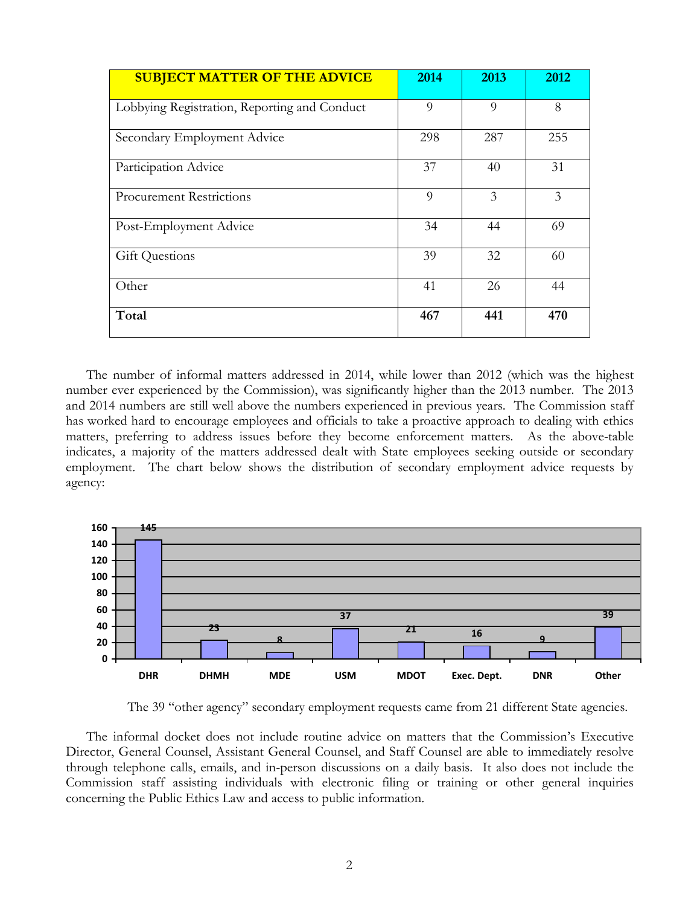| SUBJECT MATTER OF THE ADVICE | 2014 | 2013 | 2012 |
|---|---|---|---|
| Lobbying Registration, Reporting and Conduct | 9 | 9 | 8 |
| Secondary Employment Advice | 298 | 287 | 255 |
| Participation Advice | 37 | 40 | 31 |
| Procurement Restrictions | 9 | 3 | 3 |
| Post-Employment Advice | 34 | 44 | 69 |
| Gift Questions | 39 | 32 | 60 |
| Other | 41 | 26 | 44 |
| **Total** | **467** | **441** | **470** |

The number of informal matters addressed in 2014, while lower than 2012 (which was the highest number ever experienced by the Commission), was significantly higher than the 2013 number. The 2013 and 2014 numbers are still well above the numbers experienced in previous years. The Commission staff has worked hard to encourage employees and officials to take a proactive approach to dealing with ethics matters, preferring to address issues before they become enforcement matters. As the above-table indicates, a majority of the matters addressed dealt with State employees seeking outside or secondary employment. The chart below shows the distribution of secondary employment advice requests by agency:

| Agency | Requests |
|---|---|
| DHR | 145 |
| DHMH | 23 |
| MDE | 8 |
| USM | 37 |
| MDOT | 21 |
| Exec. Dept. | 16 |
| DNR | 9 |
| Other | 39 |

The 39 "other agency" secondary employment requests came from 21 different State agencies.

The informal docket does not include routine advice on matters that the Commission's Executive Director, General Counsel, Assistant General Counsel, and Staff Counsel are able to immediately resolve through telephone calls, emails, and in-person discussions on a daily basis. It also does not include the Commission staff assisting individuals with electronic filing or training or other general inquiries concerning the Public Ethics Law and access to public information.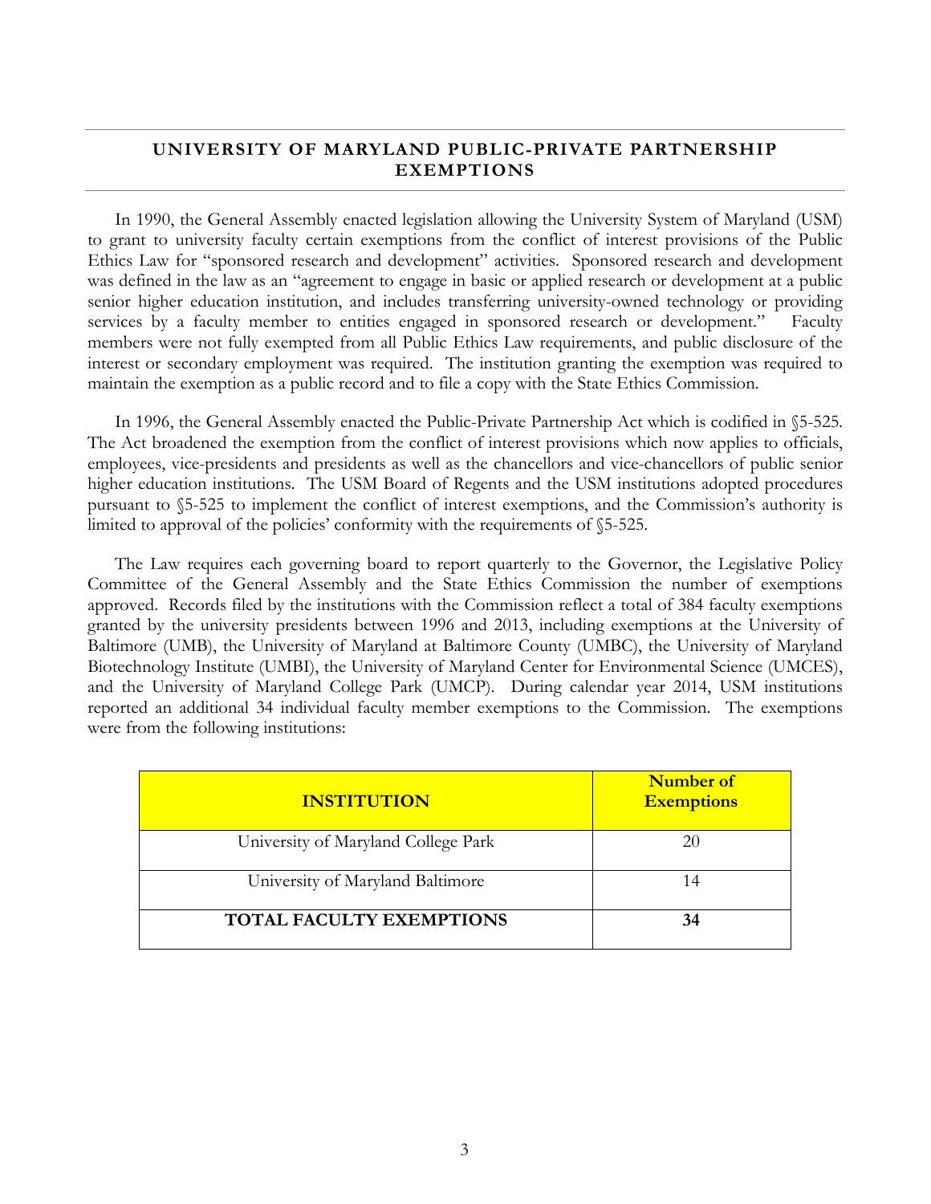## UNIVERSITY OF MARYLAND PUBLIC-PRIVATE PARTNERSHIP EXEMPTIONS

In 1990, the General Assembly enacted legislation allowing the University System of Maryland (USM) to grant to university faculty certain exemptions from the conflict of interest provisions of the Public Ethics Law for "sponsored research and development" activities. Sponsored research and development was defined in the law as an "agreement to engage in basic or applied research or development at a public senior higher education institution, and includes transferring university-owned technology or providing services by a faculty member to entities engaged in sponsored research or development." Faculty members were not fully exempted from all Public Ethics Law requirements, and public disclosure of the interest or secondary employment was required. The institution granting the exemption was required to maintain the exemption as a public record and to file a copy with the State Ethics Commission.

In 1996, the General Assembly enacted the Public-Private Partnership Act which is codified in §5-525. The Act broadened the exemption from the conflict of interest provisions which now applies to officials, employees, vice-presidents and presidents as well as the chancellors and vice-chancellors of public senior higher education institutions. The USM Board of Regents and the USM institutions adopted procedures pursuant to §5-525 to implement the conflict of interest exemptions, and the Commission's authority is limited to approval of the policies' conformity with the requirements of §5-525.

The Law requires each governing board to report quarterly to the Governor, the Legislative Policy Committee of the General Assembly and the State Ethics Commission the number of exemptions approved. Records filed by the institutions with the Commission reflect a total of 384 faculty exemptions granted by the university presidents between 1996 and 2013, including exemptions at the University of Baltimore (UMB), the University of Maryland at Baltimore County (UMBC), the University of Maryland Biotechnology Institute (UMBI), the University of Maryland Center for Environmental Science (UMCES), and the University of Maryland College Park (UMCP). During calendar year 2014, USM institutions reported an additional 34 individual faculty member exemptions to the Commission. The exemptions were from the following institutions:

| INSTITUTION | Number of Exemptions |
| --- | --- |
| University of Maryland College Park | 20 |
| University of Maryland Baltimore | 14 |
| **TOTAL FACULTY EXEMPTIONS** | **34** |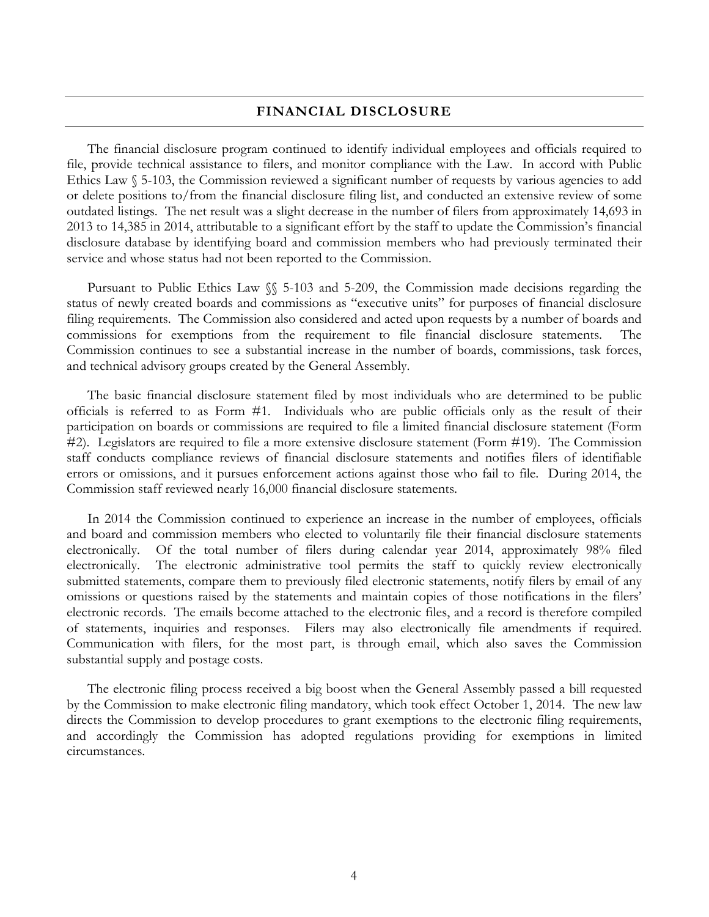## FINANCIAL DISCLOSURE

The financial disclosure program continued to identify individual employees and officials required to file, provide technical assistance to filers, and monitor compliance with the Law. In accord with Public Ethics Law § 5-103, the Commission reviewed a significant number of requests by various agencies to add or delete positions to/from the financial disclosure filing list, and conducted an extensive review of some outdated listings. The net result was a slight decrease in the number of filers from approximately 14,693 in 2013 to 14,385 in 2014, attributable to a significant effort by the staff to update the Commission's financial disclosure database by identifying board and commission members who had previously terminated their service and whose status had not been reported to the Commission.

Pursuant to Public Ethics Law §§ 5-103 and 5-209, the Commission made decisions regarding the status of newly created boards and commissions as "executive units" for purposes of financial disclosure filing requirements. The Commission also considered and acted upon requests by a number of boards and commissions for exemptions from the requirement to file financial disclosure statements. The Commission continues to see a substantial increase in the number of boards, commissions, task forces, and technical advisory groups created by the General Assembly.

The basic financial disclosure statement filed by most individuals who are determined to be public officials is referred to as Form #1. Individuals who are public officials only as the result of their participation on boards or commissions are required to file a limited financial disclosure statement (Form #2). Legislators are required to file a more extensive disclosure statement (Form #19). The Commission staff conducts compliance reviews of financial disclosure statements and notifies filers of identifiable errors or omissions, and it pursues enforcement actions against those who fail to file. During 2014, the Commission staff reviewed nearly 16,000 financial disclosure statements.

In 2014 the Commission continued to experience an increase in the number of employees, officials and board and commission members who elected to voluntarily file their financial disclosure statements electronically. Of the total number of filers during calendar year 2014, approximately 98% filed electronically. The electronic administrative tool permits the staff to quickly review electronically submitted statements, compare them to previously filed electronic statements, notify filers by email of any omissions or questions raised by the statements and maintain copies of those notifications in the filers' electronic records. The emails become attached to the electronic files, and a record is therefore compiled of statements, inquiries and responses. Filers may also electronically file amendments if required. Communication with filers, for the most part, is through email, which also saves the Commission substantial supply and postage costs.

The electronic filing process received a big boost when the General Assembly passed a bill requested by the Commission to make electronic filing mandatory, which took effect October 1, 2014. The new law directs the Commission to develop procedures to grant exemptions to the electronic filing requirements, and accordingly the Commission has adopted regulations providing for exemptions in limited circumstances.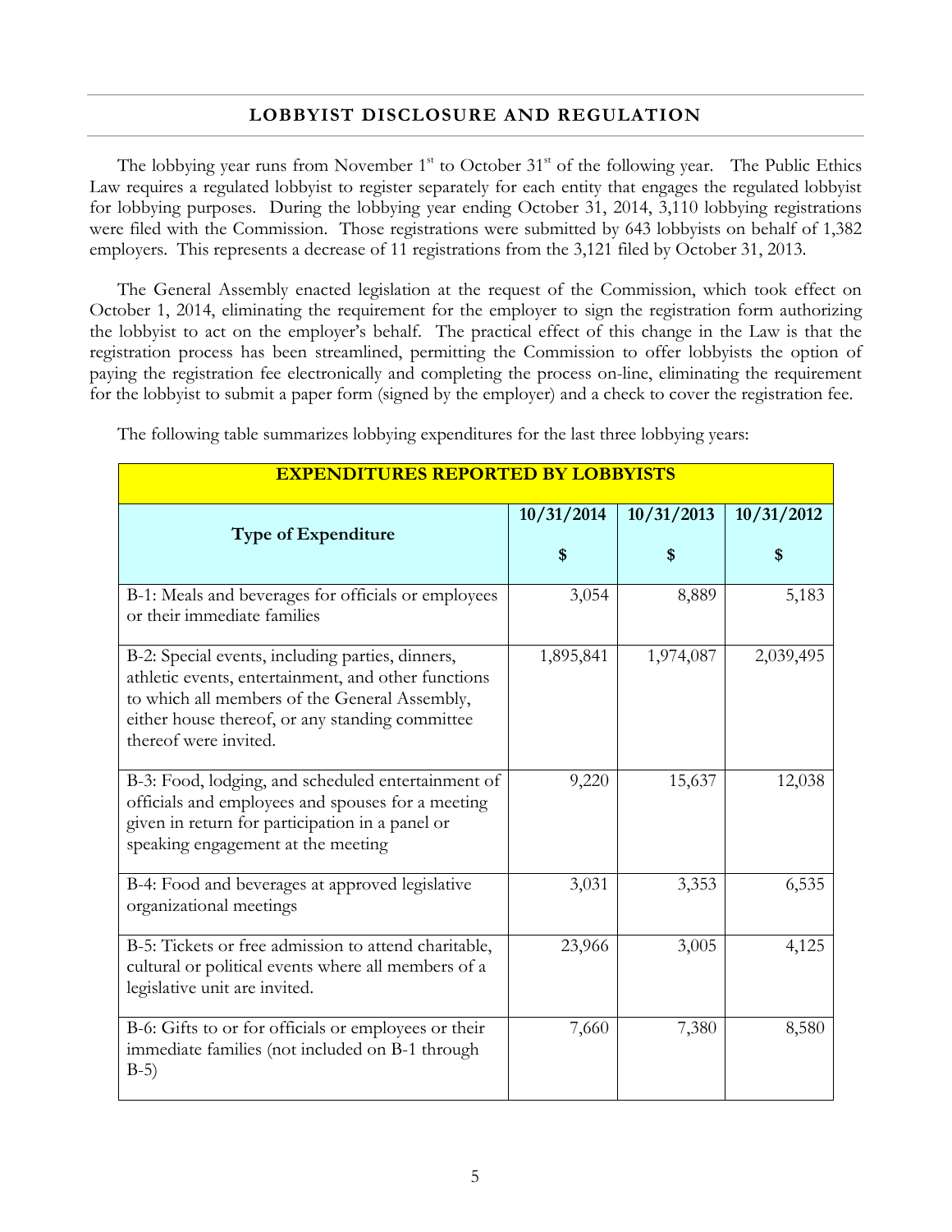## LOBBYIST DISCLOSURE AND REGULATION

The lobbying year runs from November 1st to October 31st of the following year. The Public Ethics Law requires a regulated lobbyist to register separately for each entity that engages the regulated lobbyist for lobbying purposes. During the lobbying year ending October 31, 2014, 3,110 lobbying registrations were filed with the Commission. Those registrations were submitted by 643 lobbyists on behalf of 1,382 employers. This represents a decrease of 11 registrations from the 3,121 filed by October 31, 2013.

The General Assembly enacted legislation at the request of the Commission, which took effect on October 1, 2014, eliminating the requirement for the employer to sign the registration form authorizing the lobbyist to act on the employer's behalf. The practical effect of this change in the Law is that the registration process has been streamlined, permitting the Commission to offer lobbyists the option of paying the registration fee electronically and completing the process on-line, eliminating the requirement for the lobbyist to submit a paper form (signed by the employer) and a check to cover the registration fee.

The following table summarizes lobbying expenditures for the last three lobbying years:

| EXPENDITURES REPORTED BY LOBBYISTS | | | |
|---|---|---|---|
| **Type of Expenditure** | **10/31/2014 $** | **10/31/2013 $** | **10/31/2012 $** |
| B-1: Meals and beverages for officials or employees or their immediate families | 3,054 | 8,889 | 5,183 |
| B-2: Special events, including parties, dinners, athletic events, entertainment, and other functions to which all members of the General Assembly, either house thereof, or any standing committee thereof were invited. | 1,895,841 | 1,974,087 | 2,039,495 |
| B-3: Food, lodging, and scheduled entertainment of officials and employees and spouses for a meeting given in return for participation in a panel or speaking engagement at the meeting | 9,220 | 15,637 | 12,038 |
| B-4: Food and beverages at approved legislative organizational meetings | 3,031 | 3,353 | 6,535 |
| B-5: Tickets or free admission to attend charitable, cultural or political events where all members of a legislative unit are invited. | 23,966 | 3,005 | 4,125 |
| B-6: Gifts to or for officials or employees or their immediate families (not included on B-1 through B-5) | 7,660 | 7,380 | 8,580 |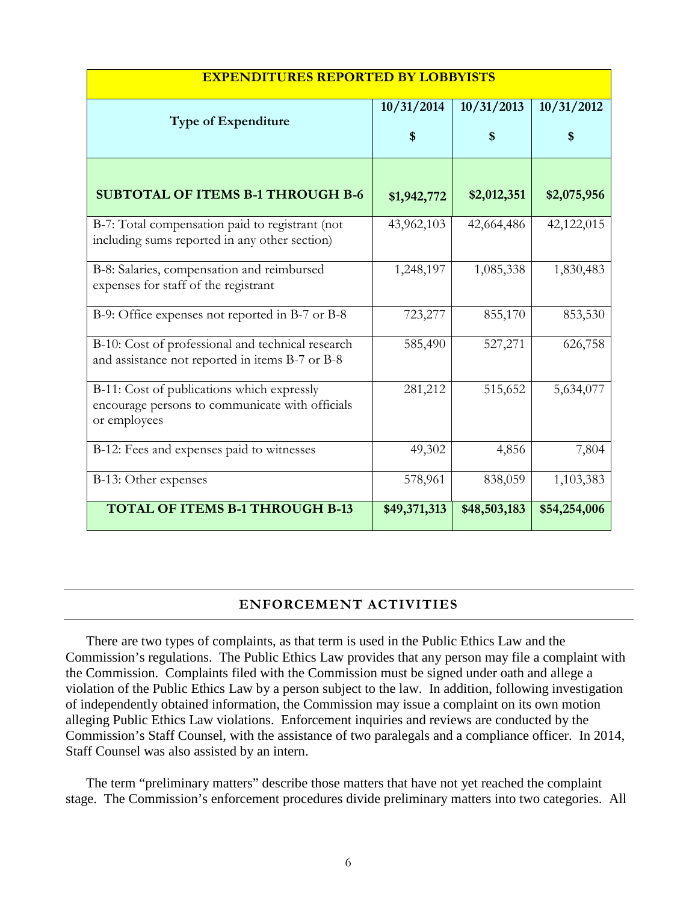| EXPENDITURES REPORTED BY LOBBYISTS | | | |
|---|---|---|---|
| **Type of Expenditure** | **10/31/2014 $** | **10/31/2013 $** | **10/31/2012 $** |
| **SUBTOTAL OF ITEMS B-1 THROUGH B-6** | **$1,942,772** | **$2,012,351** | **$2,075,956** |
| B-7: Total compensation paid to registrant (not including sums reported in any other section) | 43,962,103 | 42,664,486 | 42,122,015 |
| B-8: Salaries, compensation and reimbursed expenses for staff of the registrant | 1,248,197 | 1,085,338 | 1,830,483 |
| B-9: Office expenses not reported in B-7 or B-8 | 723,277 | 855,170 | 853,530 |
| B-10: Cost of professional and technical research and assistance not reported in items B-7 or B-8 | 585,490 | 527,271 | 626,758 |
| B-11: Cost of publications which expressly encourage persons to communicate with officials or employees | 281,212 | 515,652 | 5,634,077 |
| B-12: Fees and expenses paid to witnesses | 49,302 | 4,856 | 7,804 |
| B-13: Other expenses | 578,961 | 838,059 | 1,103,383 |
| **TOTAL OF ITEMS B-1 THROUGH B-13** | **$49,371,313** | **$48,503,183** | **$54,254,006** |

## ENFORCEMENT ACTIVITIES

There are two types of complaints, as that term is used in the Public Ethics Law and the Commission's regulations. The Public Ethics Law provides that any person may file a complaint with the Commission. Complaints filed with the Commission must be signed under oath and allege a violation of the Public Ethics Law by a person subject to the law. In addition, following investigation of independently obtained information, the Commission may issue a complaint on its own motion alleging Public Ethics Law violations. Enforcement inquiries and reviews are conducted by the Commission's Staff Counsel, with the assistance of two paralegals and a compliance officer. In 2014, Staff Counsel was also assisted by an intern.

The term "preliminary matters" describe those matters that have not yet reached the complaint stage. The Commission's enforcement procedures divide preliminary matters into two categories. All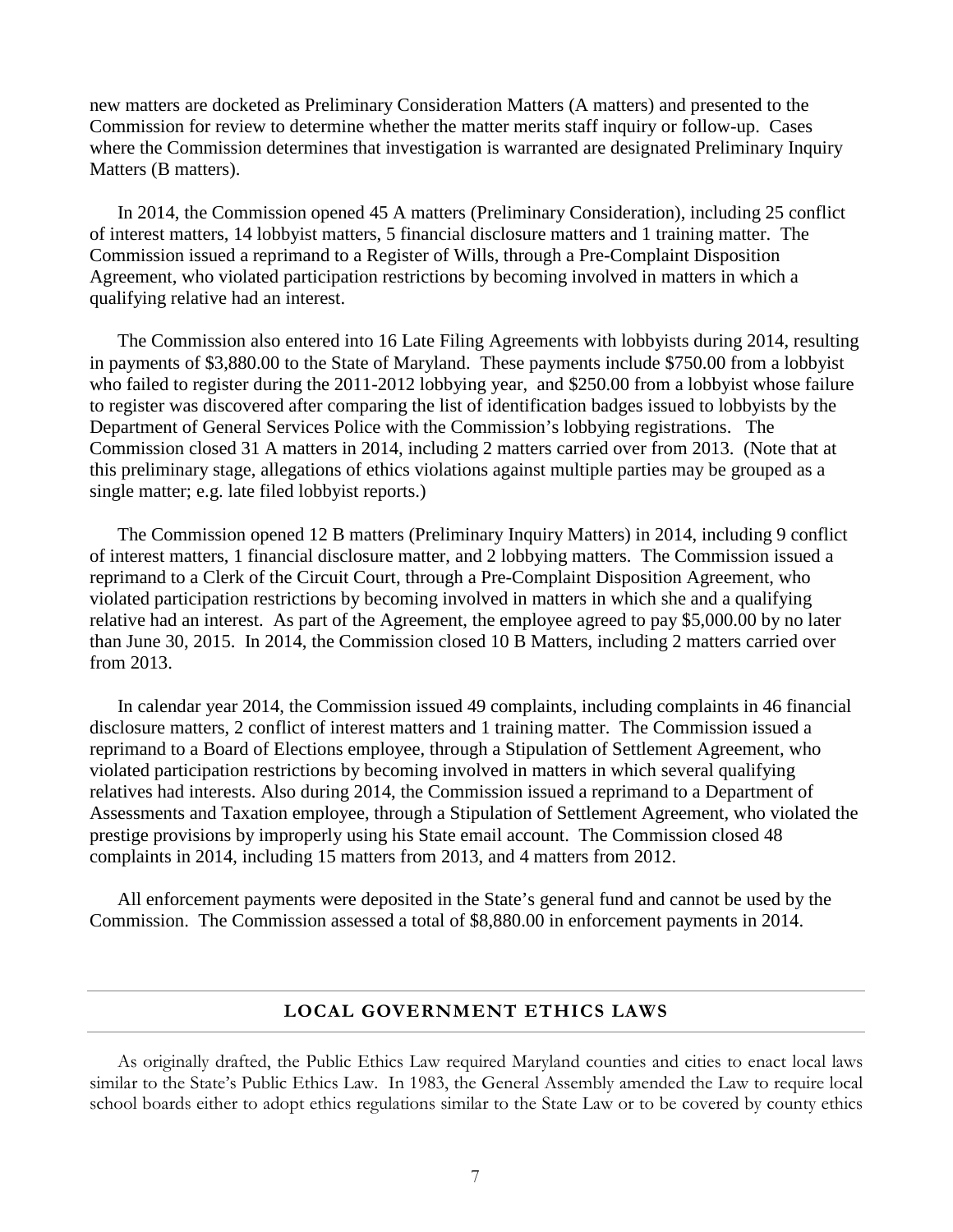new matters are docketed as Preliminary Consideration Matters (A matters) and presented to the Commission for review to determine whether the matter merits staff inquiry or follow-up. Cases where the Commission determines that investigation is warranted are designated Preliminary Inquiry Matters (B matters).

In 2014, the Commission opened 45 A matters (Preliminary Consideration), including 25 conflict of interest matters, 14 lobbyist matters, 5 financial disclosure matters and 1 training matter. The Commission issued a reprimand to a Register of Wills, through a Pre-Complaint Disposition Agreement, who violated participation restrictions by becoming involved in matters in which a qualifying relative had an interest.

The Commission also entered into 16 Late Filing Agreements with lobbyists during 2014, resulting in payments of $3,880.00 to the State of Maryland. These payments include $750.00 from a lobbyist who failed to register during the 2011-2012 lobbying year, and $250.00 from a lobbyist whose failure to register was discovered after comparing the list of identification badges issued to lobbyists by the Department of General Services Police with the Commission's lobbying registrations. The Commission closed 31 A matters in 2014, including 2 matters carried over from 2013. (Note that at this preliminary stage, allegations of ethics violations against multiple parties may be grouped as a single matter; e.g. late filed lobbyist reports.)

The Commission opened 12 B matters (Preliminary Inquiry Matters) in 2014, including 9 conflict of interest matters, 1 financial disclosure matter, and 2 lobbying matters. The Commission issued a reprimand to a Clerk of the Circuit Court, through a Pre-Complaint Disposition Agreement, who violated participation restrictions by becoming involved in matters in which she and a qualifying relative had an interest. As part of the Agreement, the employee agreed to pay $5,000.00 by no later than June 30, 2015. In 2014, the Commission closed 10 B Matters, including 2 matters carried over from 2013.

In calendar year 2014, the Commission issued 49 complaints, including complaints in 46 financial disclosure matters, 2 conflict of interest matters and 1 training matter. The Commission issued a reprimand to a Board of Elections employee, through a Stipulation of Settlement Agreement, who violated participation restrictions by becoming involved in matters in which several qualifying relatives had interests. Also during 2014, the Commission issued a reprimand to a Department of Assessments and Taxation employee, through a Stipulation of Settlement Agreement, who violated the prestige provisions by improperly using his State email account. The Commission closed 48 complaints in 2014, including 15 matters from 2013, and 4 matters from 2012.

All enforcement payments were deposited in the State's general fund and cannot be used by the Commission. The Commission assessed a total of $8,880.00 in enforcement payments in 2014.

## LOCAL GOVERNMENT ETHICS LAWS

As originally drafted, the Public Ethics Law required Maryland counties and cities to enact local laws similar to the State's Public Ethics Law. In 1983, the General Assembly amended the Law to require local school boards either to adopt ethics regulations similar to the State Law or to be covered by county ethics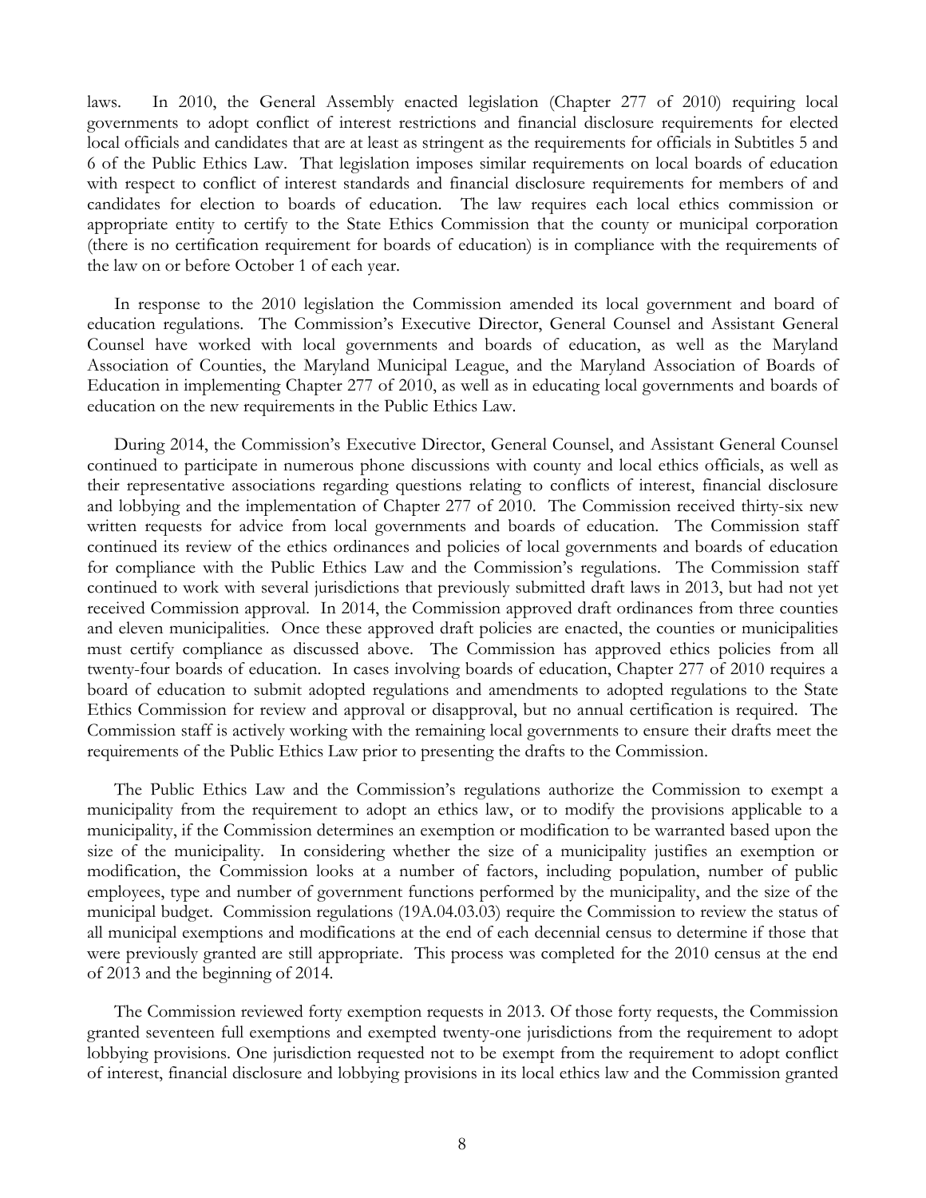laws. In 2010, the General Assembly enacted legislation (Chapter 277 of 2010) requiring local governments to adopt conflict of interest restrictions and financial disclosure requirements for elected local officials and candidates that are at least as stringent as the requirements for officials in Subtitles 5 and 6 of the Public Ethics Law. That legislation imposes similar requirements on local boards of education with respect to conflict of interest standards and financial disclosure requirements for members of and candidates for election to boards of education. The law requires each local ethics commission or appropriate entity to certify to the State Ethics Commission that the county or municipal corporation (there is no certification requirement for boards of education) is in compliance with the requirements of the law on or before October 1 of each year.

In response to the 2010 legislation the Commission amended its local government and board of education regulations. The Commission's Executive Director, General Counsel and Assistant General Counsel have worked with local governments and boards of education, as well as the Maryland Association of Counties, the Maryland Municipal League, and the Maryland Association of Boards of Education in implementing Chapter 277 of 2010, as well as in educating local governments and boards of education on the new requirements in the Public Ethics Law.

During 2014, the Commission's Executive Director, General Counsel, and Assistant General Counsel continued to participate in numerous phone discussions with county and local ethics officials, as well as their representative associations regarding questions relating to conflicts of interest, financial disclosure and lobbying and the implementation of Chapter 277 of 2010. The Commission received thirty-six new written requests for advice from local governments and boards of education. The Commission staff continued its review of the ethics ordinances and policies of local governments and boards of education for compliance with the Public Ethics Law and the Commission's regulations. The Commission staff continued to work with several jurisdictions that previously submitted draft laws in 2013, but had not yet received Commission approval. In 2014, the Commission approved draft ordinances from three counties and eleven municipalities. Once these approved draft policies are enacted, the counties or municipalities must certify compliance as discussed above. The Commission has approved ethics policies from all twenty-four boards of education. In cases involving boards of education, Chapter 277 of 2010 requires a board of education to submit adopted regulations and amendments to adopted regulations to the State Ethics Commission for review and approval or disapproval, but no annual certification is required. The Commission staff is actively working with the remaining local governments to ensure their drafts meet the requirements of the Public Ethics Law prior to presenting the drafts to the Commission.

The Public Ethics Law and the Commission's regulations authorize the Commission to exempt a municipality from the requirement to adopt an ethics law, or to modify the provisions applicable to a municipality, if the Commission determines an exemption or modification to be warranted based upon the size of the municipality. In considering whether the size of a municipality justifies an exemption or modification, the Commission looks at a number of factors, including population, number of public employees, type and number of government functions performed by the municipality, and the size of the municipal budget. Commission regulations (19A.04.03.03) require the Commission to review the status of all municipal exemptions and modifications at the end of each decennial census to determine if those that were previously granted are still appropriate. This process was completed for the 2010 census at the end of 2013 and the beginning of 2014.

The Commission reviewed forty exemption requests in 2013. Of those forty requests, the Commission granted seventeen full exemptions and exempted twenty-one jurisdictions from the requirement to adopt lobbying provisions. One jurisdiction requested not to be exempt from the requirement to adopt conflict of interest, financial disclosure and lobbying provisions in its local ethics law and the Commission granted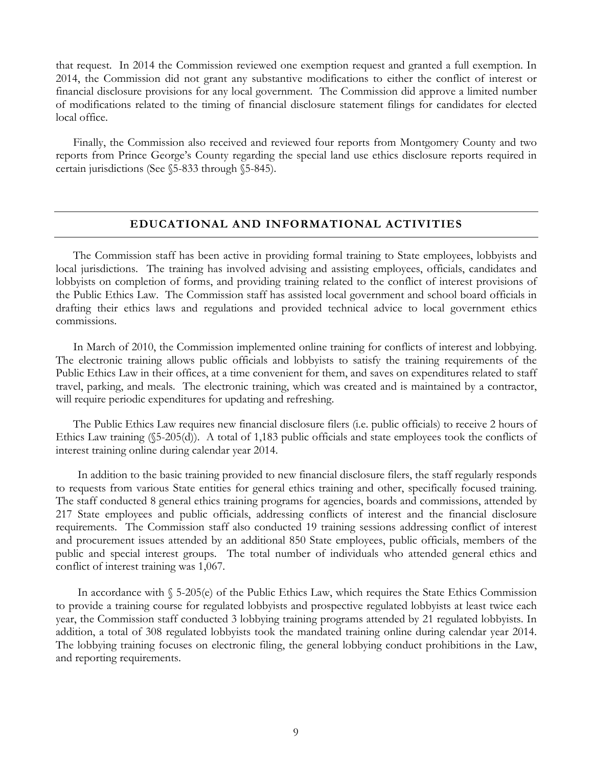that request. In 2014 the Commission reviewed one exemption request and granted a full exemption. In 2014, the Commission did not grant any substantive modifications to either the conflict of interest or financial disclosure provisions for any local government. The Commission did approve a limited number of modifications related to the timing of financial disclosure statement filings for candidates for elected local office.

Finally, the Commission also received and reviewed four reports from Montgomery County and two reports from Prince George's County regarding the special land use ethics disclosure reports required in certain jurisdictions (See §5-833 through §5-845).

## EDUCATIONAL AND INFORMATIONAL ACTIVITIES

The Commission staff has been active in providing formal training to State employees, lobbyists and local jurisdictions. The training has involved advising and assisting employees, officials, candidates and lobbyists on completion of forms, and providing training related to the conflict of interest provisions of the Public Ethics Law. The Commission staff has assisted local government and school board officials in drafting their ethics laws and regulations and provided technical advice to local government ethics commissions.

In March of 2010, the Commission implemented online training for conflicts of interest and lobbying. The electronic training allows public officials and lobbyists to satisfy the training requirements of the Public Ethics Law in their offices, at a time convenient for them, and saves on expenditures related to staff travel, parking, and meals. The electronic training, which was created and is maintained by a contractor, will require periodic expenditures for updating and refreshing.

The Public Ethics Law requires new financial disclosure filers (i.e. public officials) to receive 2 hours of Ethics Law training (§5-205(d)). A total of 1,183 public officials and state employees took the conflicts of interest training online during calendar year 2014.

In addition to the basic training provided to new financial disclosure filers, the staff regularly responds to requests from various State entities for general ethics training and other, specifically focused training. The staff conducted 8 general ethics training programs for agencies, boards and commissions, attended by 217 State employees and public officials, addressing conflicts of interest and the financial disclosure requirements. The Commission staff also conducted 19 training sessions addressing conflict of interest and procurement issues attended by an additional 850 State employees, public officials, members of the public and special interest groups. The total number of individuals who attended general ethics and conflict of interest training was 1,067.

In accordance with § 5-205(e) of the Public Ethics Law, which requires the State Ethics Commission to provide a training course for regulated lobbyists and prospective regulated lobbyists at least twice each year, the Commission staff conducted 3 lobbying training programs attended by 21 regulated lobbyists. In addition, a total of 308 regulated lobbyists took the mandated training online during calendar year 2014. The lobbying training focuses on electronic filing, the general lobbying conduct prohibitions in the Law, and reporting requirements.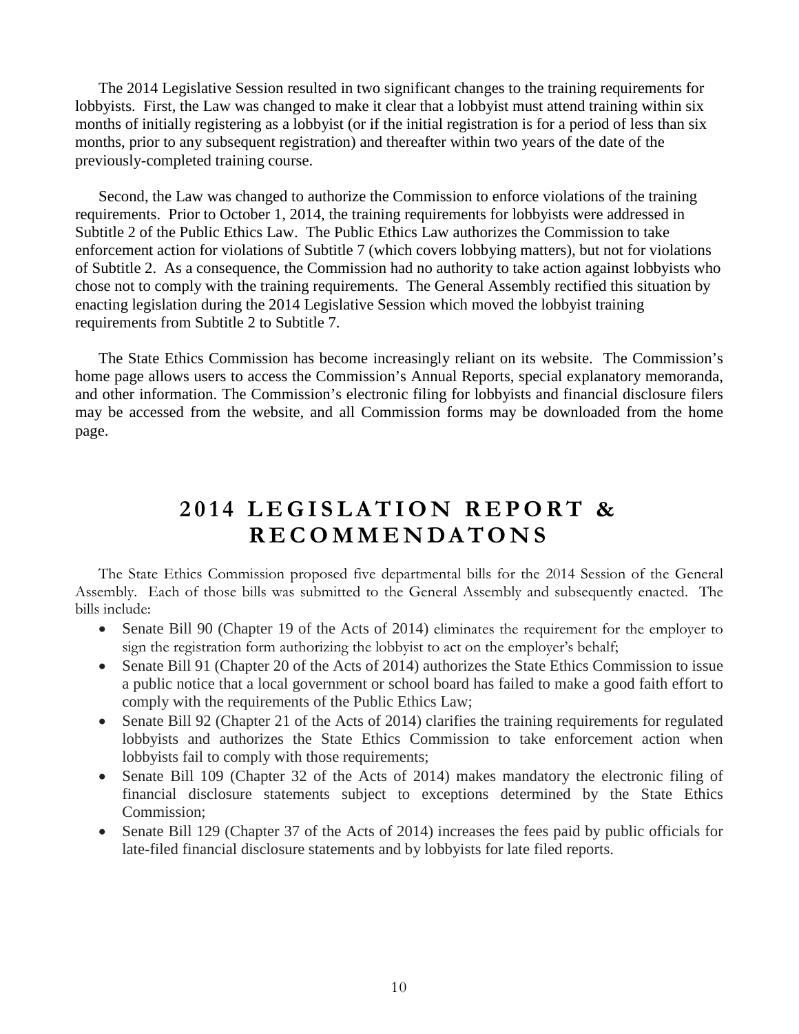The 2014 Legislative Session resulted in two significant changes to the training requirements for lobbyists. First, the Law was changed to make it clear that a lobbyist must attend training within six months of initially registering as a lobbyist (or if the initial registration is for a period of less than six months, prior to any subsequent registration) and thereafter within two years of the date of the previously-completed training course.

Second, the Law was changed to authorize the Commission to enforce violations of the training requirements. Prior to October 1, 2014, the training requirements for lobbyists were addressed in Subtitle 2 of the Public Ethics Law. The Public Ethics Law authorizes the Commission to take enforcement action for violations of Subtitle 7 (which covers lobbying matters), but not for violations of Subtitle 2. As a consequence, the Commission had no authority to take action against lobbyists who chose not to comply with the training requirements. The General Assembly rectified this situation by enacting legislation during the 2014 Legislative Session which moved the lobbyist training requirements from Subtitle 2 to Subtitle 7.

The State Ethics Commission has become increasingly reliant on its website. The Commission's home page allows users to access the Commission's Annual Reports, special explanatory memoranda, and other information. The Commission's electronic filing for lobbyists and financial disclosure filers may be accessed from the website, and all Commission forms may be downloaded from the home page.

# 2014 LEGISLATION REPORT & RECOMMENDATONS

The State Ethics Commission proposed five departmental bills for the 2014 Session of the General Assembly. Each of those bills was submitted to the General Assembly and subsequently enacted. The bills include:

- Senate Bill 90 (Chapter 19 of the Acts of 2014) eliminates the requirement for the employer to sign the registration form authorizing the lobbyist to act on the employer's behalf;
- Senate Bill 91 (Chapter 20 of the Acts of 2014) authorizes the State Ethics Commission to issue a public notice that a local government or school board has failed to make a good faith effort to comply with the requirements of the Public Ethics Law;
- Senate Bill 92 (Chapter 21 of the Acts of 2014) clarifies the training requirements for regulated lobbyists and authorizes the State Ethics Commission to take enforcement action when lobbyists fail to comply with those requirements;
- Senate Bill 109 (Chapter 32 of the Acts of 2014) makes mandatory the electronic filing of financial disclosure statements subject to exceptions determined by the State Ethics Commission;
- Senate Bill 129 (Chapter 37 of the Acts of 2014) increases the fees paid by public officials for late-filed financial disclosure statements and by lobbyists for late filed reports.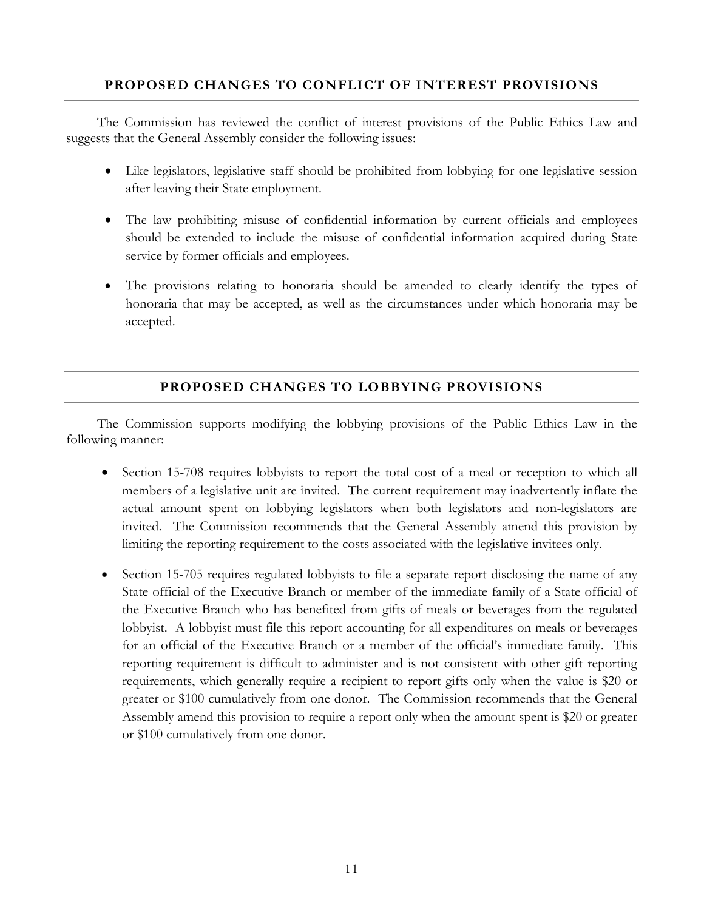## PROPOSED CHANGES TO CONFLICT OF INTEREST PROVISIONS

The Commission has reviewed the conflict of interest provisions of the Public Ethics Law and suggests that the General Assembly consider the following issues:

- Like legislators, legislative staff should be prohibited from lobbying for one legislative session after leaving their State employment.
- The law prohibiting misuse of confidential information by current officials and employees should be extended to include the misuse of confidential information acquired during State service by former officials and employees.
- The provisions relating to honoraria should be amended to clearly identify the types of honoraria that may be accepted, as well as the circumstances under which honoraria may be accepted.

## PROPOSED CHANGES TO LOBBYING PROVISIONS

The Commission supports modifying the lobbying provisions of the Public Ethics Law in the following manner:

- Section 15-708 requires lobbyists to report the total cost of a meal or reception to which all members of a legislative unit are invited. The current requirement may inadvertently inflate the actual amount spent on lobbying legislators when both legislators and non-legislators are invited. The Commission recommends that the General Assembly amend this provision by limiting the reporting requirement to the costs associated with the legislative invitees only.
- Section 15-705 requires regulated lobbyists to file a separate report disclosing the name of any State official of the Executive Branch or member of the immediate family of a State official of the Executive Branch who has benefited from gifts of meals or beverages from the regulated lobbyist. A lobbyist must file this report accounting for all expenditures on meals or beverages for an official of the Executive Branch or a member of the official's immediate family. This reporting requirement is difficult to administer and is not consistent with other gift reporting requirements, which generally require a recipient to report gifts only when the value is $20 or greater or $100 cumulatively from one donor. The Commission recommends that the General Assembly amend this provision to require a report only when the amount spent is $20 or greater or $100 cumulatively from one donor.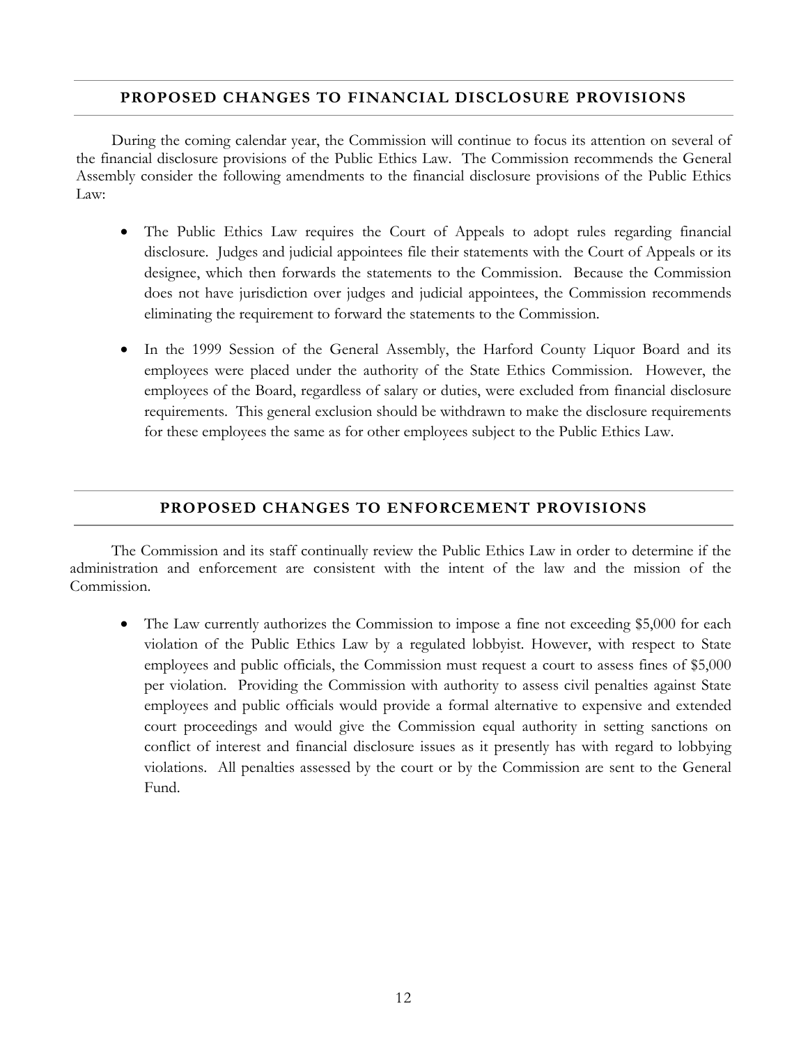## PROPOSED CHANGES TO FINANCIAL DISCLOSURE PROVISIONS

During the coming calendar year, the Commission will continue to focus its attention on several of the financial disclosure provisions of the Public Ethics Law. The Commission recommends the General Assembly consider the following amendments to the financial disclosure provisions of the Public Ethics Law:

- The Public Ethics Law requires the Court of Appeals to adopt rules regarding financial disclosure. Judges and judicial appointees file their statements with the Court of Appeals or its designee, which then forwards the statements to the Commission. Because the Commission does not have jurisdiction over judges and judicial appointees, the Commission recommends eliminating the requirement to forward the statements to the Commission.

- In the 1999 Session of the General Assembly, the Harford County Liquor Board and its employees were placed under the authority of the State Ethics Commission. However, the employees of the Board, regardless of salary or duties, were excluded from financial disclosure requirements. This general exclusion should be withdrawn to make the disclosure requirements for these employees the same as for other employees subject to the Public Ethics Law.

## PROPOSED CHANGES TO ENFORCEMENT PROVISIONS

The Commission and its staff continually review the Public Ethics Law in order to determine if the administration and enforcement are consistent with the intent of the law and the mission of the Commission.

- The Law currently authorizes the Commission to impose a fine not exceeding $5,000 for each violation of the Public Ethics Law by a regulated lobbyist. However, with respect to State employees and public officials, the Commission must request a court to assess fines of $5,000 per violation. Providing the Commission with authority to assess civil penalties against State employees and public officials would provide a formal alternative to expensive and extended court proceedings and would give the Commission equal authority in setting sanctions on conflict of interest and financial disclosure issues as it presently has with regard to lobbying violations. All penalties assessed by the court or by the Commission are sent to the General Fund.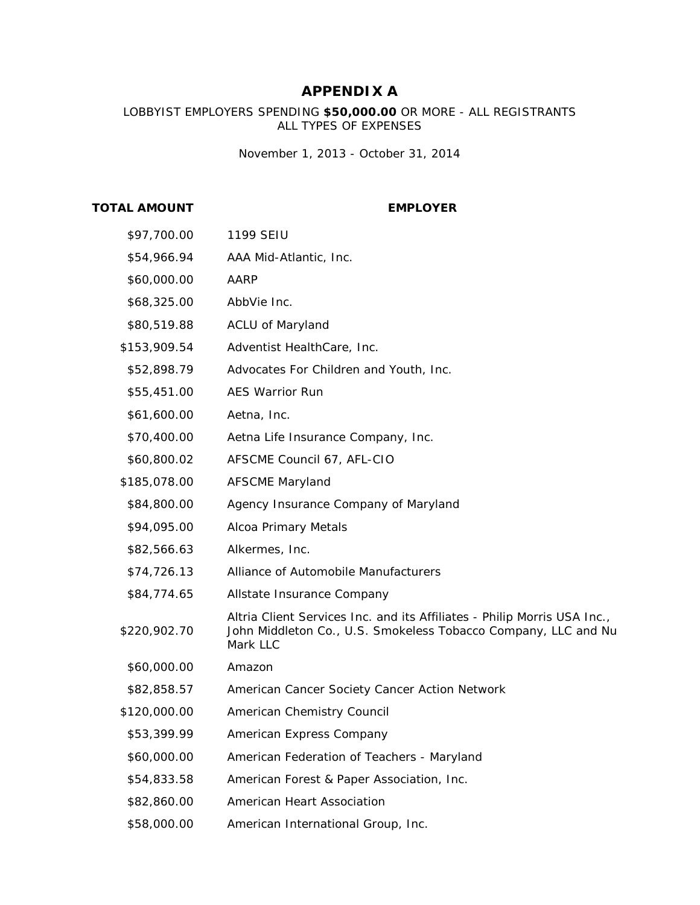# APPENDIX A

LOBBYIST EMPLOYERS SPENDING **$50,000.00** OR MORE - ALL REGISTRANTS
ALL TYPES OF EXPENSES

November 1, 2013 - October 31, 2014

| TOTAL AMOUNT | EMPLOYER |
|---|---|
| $97,700.00 | 1199 SEIU |
| $54,966.94 | AAA Mid-Atlantic, Inc. |
| $60,000.00 | AARP |
| $68,325.00 | AbbVie Inc. |
| $80,519.88 | ACLU of Maryland |
| $153,909.54 | Adventist HealthCare, Inc. |
| $52,898.79 | Advocates For Children and Youth, Inc. |
| $55,451.00 | AES Warrior Run |
| $61,600.00 | Aetna, Inc. |
| $70,400.00 | Aetna Life Insurance Company, Inc. |
| $60,800.02 | AFSCME Council 67, AFL-CIO |
| $185,078.00 | AFSCME Maryland |
| $84,800.00 | Agency Insurance Company of Maryland |
| $94,095.00 | Alcoa Primary Metals |
| $82,566.63 | Alkermes, Inc. |
| $74,726.13 | Alliance of Automobile Manufacturers |
| $84,774.65 | Allstate Insurance Company |
| $220,902.70 | Altria Client Services Inc. and its Affiliates - Philip Morris USA Inc., John Middleton Co., U.S. Smokeless Tobacco Company, LLC and Nu Mark LLC |
| $60,000.00 | Amazon |
| $82,858.57 | American Cancer Society Cancer Action Network |
| $120,000.00 | American Chemistry Council |
| $53,399.99 | American Express Company |
| $60,000.00 | American Federation of Teachers - Maryland |
| $54,833.58 | American Forest & Paper Association, Inc. |
| $82,860.00 | American Heart Association |
| $58,000.00 | American International Group, Inc. |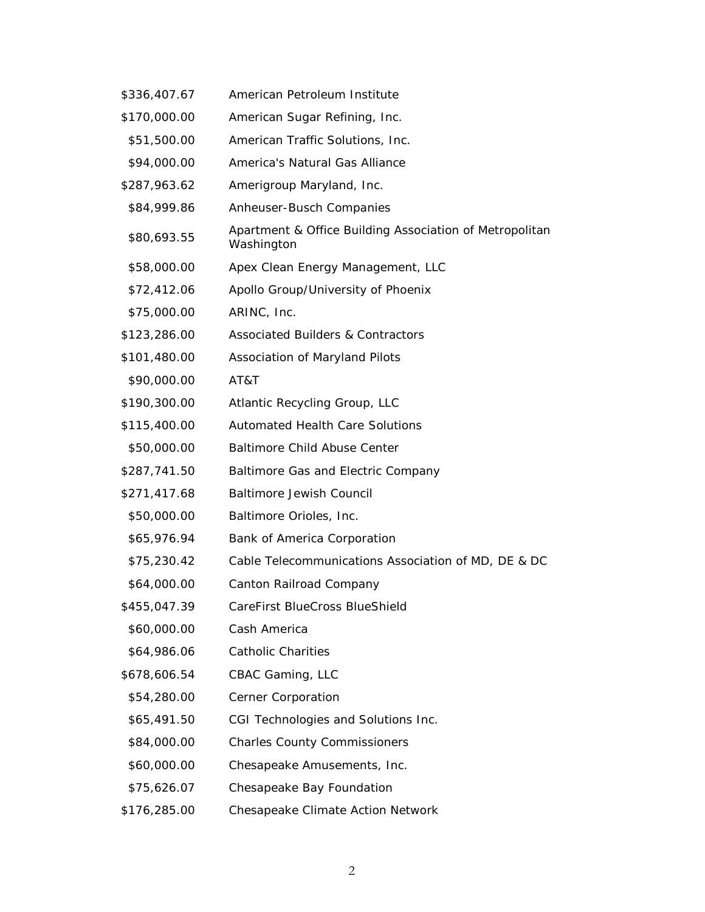| | |
|---|---|
| $336,407.67 | American Petroleum Institute |
| $170,000.00 | American Sugar Refining, Inc. |
| $51,500.00 | American Traffic Solutions, Inc. |
| $94,000.00 | America's Natural Gas Alliance |
| $287,963.62 | Amerigroup Maryland, Inc. |
| $84,999.86 | Anheuser-Busch Companies |
| $80,693.55 | Apartment & Office Building Association of Metropolitan Washington |
| $58,000.00 | Apex Clean Energy Management, LLC |
| $72,412.06 | Apollo Group/University of Phoenix |
| $75,000.00 | ARINC, Inc. |
| $123,286.00 | Associated Builders & Contractors |
| $101,480.00 | Association of Maryland Pilots |
| $90,000.00 | AT&T |
| $190,300.00 | Atlantic Recycling Group, LLC |
| $115,400.00 | Automated Health Care Solutions |
| $50,000.00 | Baltimore Child Abuse Center |
| $287,741.50 | Baltimore Gas and Electric Company |
| $271,417.68 | Baltimore Jewish Council |
| $50,000.00 | Baltimore Orioles, Inc. |
| $65,976.94 | Bank of America Corporation |
| $75,230.42 | Cable Telecommunications Association of MD, DE & DC |
| $64,000.00 | Canton Railroad Company |
| $455,047.39 | CareFirst BlueCross BlueShield |
| $60,000.00 | Cash America |
| $64,986.06 | Catholic Charities |
| $678,606.54 | CBAC Gaming, LLC |
| $54,280.00 | Cerner Corporation |
| $65,491.50 | CGI Technologies and Solutions Inc. |
| $84,000.00 | Charles County Commissioners |
| $60,000.00 | Chesapeake Amusements, Inc. |
| $75,626.07 | Chesapeake Bay Foundation |
| $176,285.00 | Chesapeake Climate Action Network |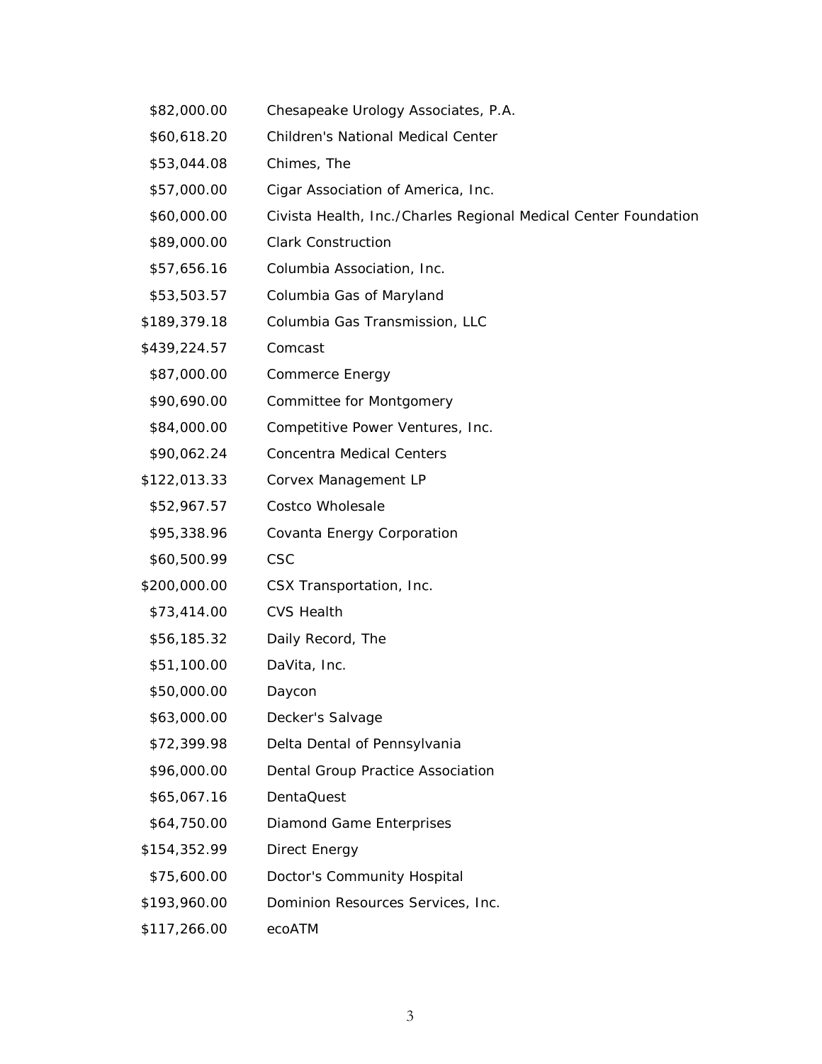| | |
|---|---|
| $82,000.00 | Chesapeake Urology Associates, P.A. |
| $60,618.20 | Children's National Medical Center |
| $53,044.08 | Chimes, The |
| $57,000.00 | Cigar Association of America, Inc. |
| $60,000.00 | Civista Health, Inc./Charles Regional Medical Center Foundation |
| $89,000.00 | Clark Construction |
| $57,656.16 | Columbia Association, Inc. |
| $53,503.57 | Columbia Gas of Maryland |
| $189,379.18 | Columbia Gas Transmission, LLC |
| $439,224.57 | Comcast |
| $87,000.00 | Commerce Energy |
| $90,690.00 | Committee for Montgomery |
| $84,000.00 | Competitive Power Ventures, Inc. |
| $90,062.24 | Concentra Medical Centers |
| $122,013.33 | Corvex Management LP |
| $52,967.57 | Costco Wholesale |
| $95,338.96 | Covanta Energy Corporation |
| $60,500.99 | CSC |
| $200,000.00 | CSX Transportation, Inc. |
| $73,414.00 | CVS Health |
| $56,185.32 | Daily Record, The |
| $51,100.00 | DaVita, Inc. |
| $50,000.00 | Daycon |
| $63,000.00 | Decker's Salvage |
| $72,399.98 | Delta Dental of Pennsylvania |
| $96,000.00 | Dental Group Practice Association |
| $65,067.16 | DentaQuest |
| $64,750.00 | Diamond Game Enterprises |
| $154,352.99 | Direct Energy |
| $75,600.00 | Doctor's Community Hospital |
| $193,960.00 | Dominion Resources Services, Inc. |
| $117,266.00 | ecoATM |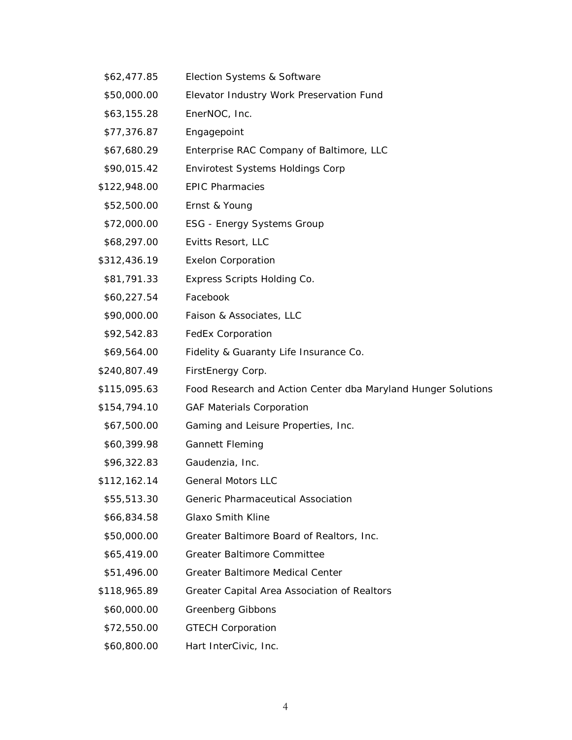| | |
|---|---|
| $62,477.85 | Election Systems & Software |
| $50,000.00 | Elevator Industry Work Preservation Fund |
| $63,155.28 | EnerNOC, Inc. |
| $77,376.87 | Engagepoint |
| $67,680.29 | Enterprise RAC Company of Baltimore, LLC |
| $90,015.42 | Envirotest Systems Holdings Corp |
| $122,948.00 | EPIC Pharmacies |
| $52,500.00 | Ernst & Young |
| $72,000.00 | ESG - Energy Systems Group |
| $68,297.00 | Evitts Resort, LLC |
| $312,436.19 | Exelon Corporation |
| $81,791.33 | Express Scripts Holding Co. |
| $60,227.54 | Facebook |
| $90,000.00 | Faison & Associates, LLC |
| $92,542.83 | FedEx Corporation |
| $69,564.00 | Fidelity & Guaranty Life Insurance Co. |
| $240,807.49 | FirstEnergy Corp. |
| $115,095.63 | Food Research and Action Center dba Maryland Hunger Solutions |
| $154,794.10 | GAF Materials Corporation |
| $67,500.00 | Gaming and Leisure Properties, Inc. |
| $60,399.98 | Gannett Fleming |
| $96,322.83 | Gaudenzia, Inc. |
| $112,162.14 | General Motors LLC |
| $55,513.30 | Generic Pharmaceutical Association |
| $66,834.58 | Glaxo Smith Kline |
| $50,000.00 | Greater Baltimore Board of Realtors, Inc. |
| $65,419.00 | Greater Baltimore Committee |
| $51,496.00 | Greater Baltimore Medical Center |
| $118,965.89 | Greater Capital Area Association of Realtors |
| $60,000.00 | Greenberg Gibbons |
| $72,550.00 | GTECH Corporation |
| $60,800.00 | Hart InterCivic, Inc. |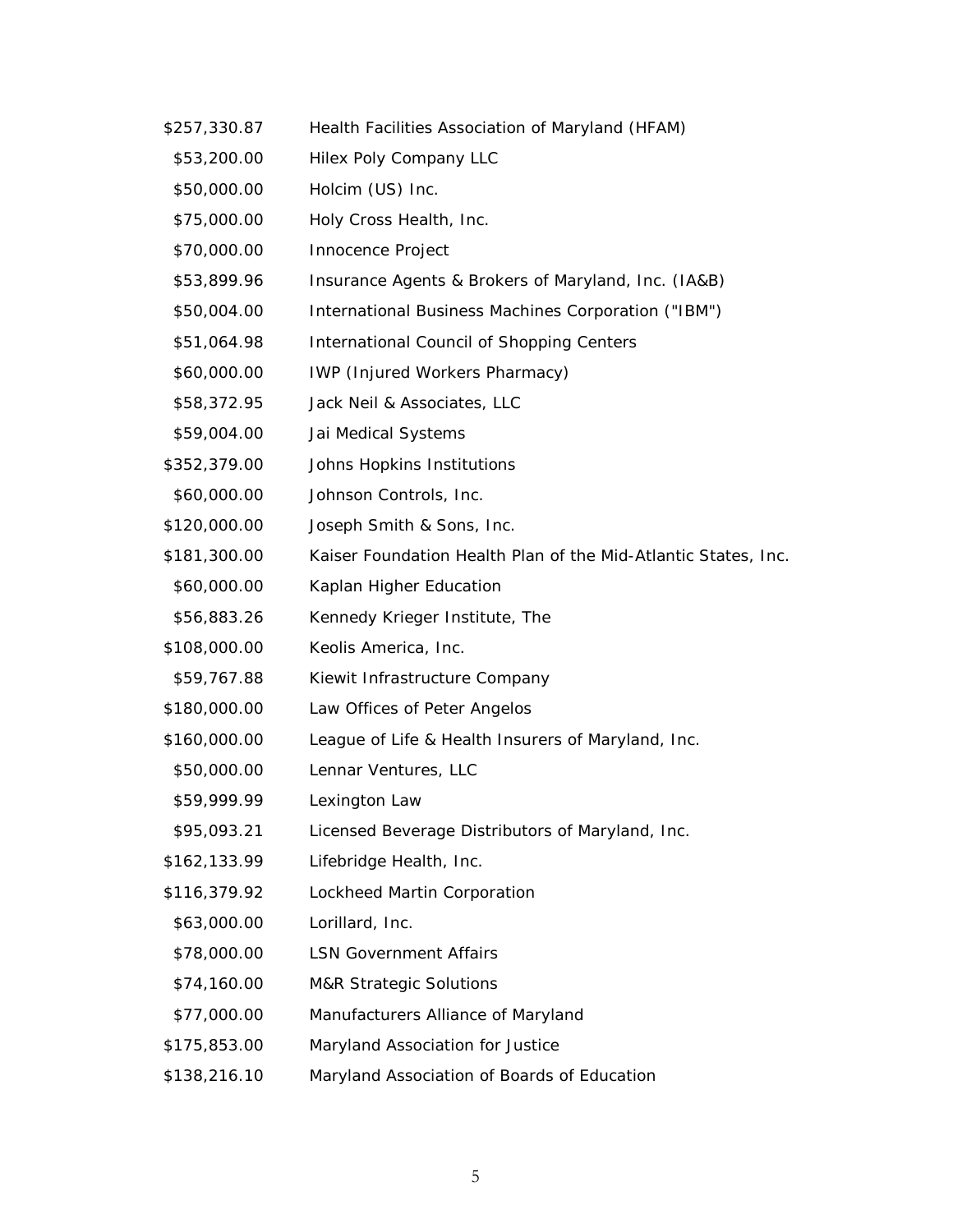| | |
|---|---|
| $257,330.87 | Health Facilities Association of Maryland (HFAM) |
| $53,200.00 | Hilex Poly Company LLC |
| $50,000.00 | Holcim (US) Inc. |
| $75,000.00 | Holy Cross Health, Inc. |
| $70,000.00 | Innocence Project |
| $53,899.96 | Insurance Agents & Brokers of Maryland, Inc. (IA&B) |
| $50,004.00 | International Business Machines Corporation ("IBM") |
| $51,064.98 | International Council of Shopping Centers |
| $60,000.00 | IWP (Injured Workers Pharmacy) |
| $58,372.95 | Jack Neil & Associates, LLC |
| $59,004.00 | Jai Medical Systems |
| $352,379.00 | Johns Hopkins Institutions |
| $60,000.00 | Johnson Controls, Inc. |
| $120,000.00 | Joseph Smith & Sons, Inc. |
| $181,300.00 | Kaiser Foundation Health Plan of the Mid-Atlantic States, Inc. |
| $60,000.00 | Kaplan Higher Education |
| $56,883.26 | Kennedy Krieger Institute, The |
| $108,000.00 | Keolis America, Inc. |
| $59,767.88 | Kiewit Infrastructure Company |
| $180,000.00 | Law Offices of Peter Angelos |
| $160,000.00 | League of Life & Health Insurers of Maryland, Inc. |
| $50,000.00 | Lennar Ventures, LLC |
| $59,999.99 | Lexington Law |
| $95,093.21 | Licensed Beverage Distributors of Maryland, Inc. |
| $162,133.99 | Lifebridge Health, Inc. |
| $116,379.92 | Lockheed Martin Corporation |
| $63,000.00 | Lorillard, Inc. |
| $78,000.00 | LSN Government Affairs |
| $74,160.00 | M&R Strategic Solutions |
| $77,000.00 | Manufacturers Alliance of Maryland |
| $175,853.00 | Maryland Association for Justice |
| $138,216.10 | Maryland Association of Boards of Education |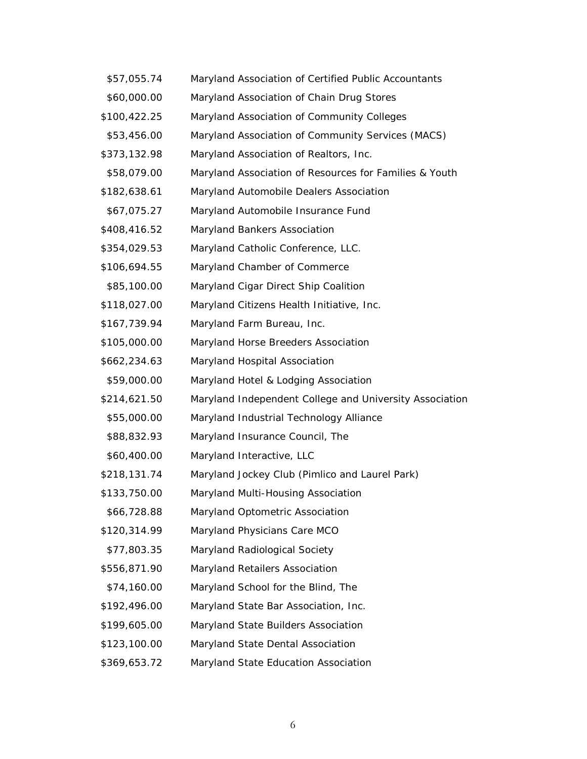| | |
|---|---|
| $57,055.74 | Maryland Association of Certified Public Accountants |
| $60,000.00 | Maryland Association of Chain Drug Stores |
| $100,422.25 | Maryland Association of Community Colleges |
| $53,456.00 | Maryland Association of Community Services (MACS) |
| $373,132.98 | Maryland Association of Realtors, Inc. |
| $58,079.00 | Maryland Association of Resources for Families & Youth |
| $182,638.61 | Maryland Automobile Dealers Association |
| $67,075.27 | Maryland Automobile Insurance Fund |
| $408,416.52 | Maryland Bankers Association |
| $354,029.53 | Maryland Catholic Conference, LLC. |
| $106,694.55 | Maryland Chamber of Commerce |
| $85,100.00 | Maryland Cigar Direct Ship Coalition |
| $118,027.00 | Maryland Citizens Health Initiative, Inc. |
| $167,739.94 | Maryland Farm Bureau, Inc. |
| $105,000.00 | Maryland Horse Breeders Association |
| $662,234.63 | Maryland Hospital Association |
| $59,000.00 | Maryland Hotel & Lodging Association |
| $214,621.50 | Maryland Independent College and University Association |
| $55,000.00 | Maryland Industrial Technology Alliance |
| $88,832.93 | Maryland Insurance Council, The |
| $60,400.00 | Maryland Interactive, LLC |
| $218,131.74 | Maryland Jockey Club (Pimlico and Laurel Park) |
| $133,750.00 | Maryland Multi-Housing Association |
| $66,728.88 | Maryland Optometric Association |
| $120,314.99 | Maryland Physicians Care MCO |
| $77,803.35 | Maryland Radiological Society |
| $556,871.90 | Maryland Retailers Association |
| $74,160.00 | Maryland School for the Blind, The |
| $192,496.00 | Maryland State Bar Association, Inc. |
| $199,605.00 | Maryland State Builders Association |
| $123,100.00 | Maryland State Dental Association |
| $369,653.72 | Maryland State Education Association |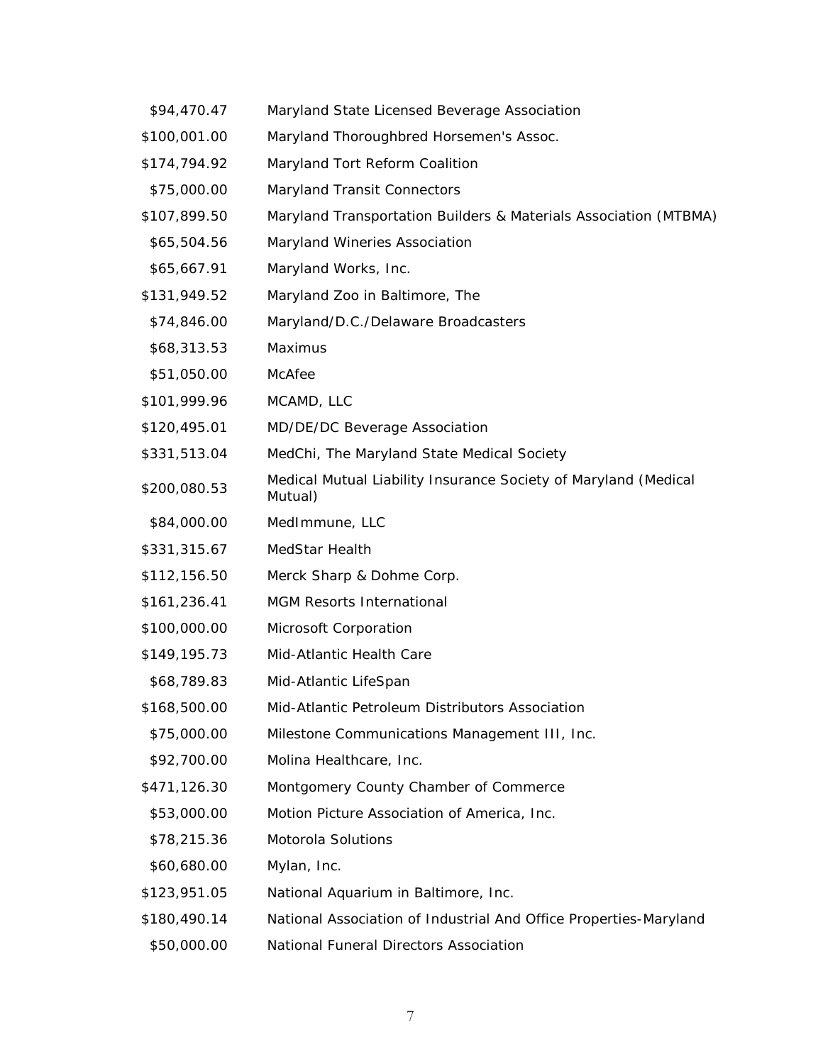| | |
|---|---|
| $94,470.47 | Maryland State Licensed Beverage Association |
| $100,001.00 | Maryland Thoroughbred Horsemen's Assoc. |
| $174,794.92 | Maryland Tort Reform Coalition |
| $75,000.00 | Maryland Transit Connectors |
| $107,899.50 | Maryland Transportation Builders & Materials Association (MTBMA) |
| $65,504.56 | Maryland Wineries Association |
| $65,667.91 | Maryland Works, Inc. |
| $131,949.52 | Maryland Zoo in Baltimore, The |
| $74,846.00 | Maryland/D.C./Delaware Broadcasters |
| $68,313.53 | Maximus |
| $51,050.00 | McAfee |
| $101,999.96 | MCAMD, LLC |
| $120,495.01 | MD/DE/DC Beverage Association |
| $331,513.04 | MedChi, The Maryland State Medical Society |
| $200,080.53 | Medical Mutual Liability Insurance Society of Maryland (Medical Mutual) |
| $84,000.00 | MedImmune, LLC |
| $331,315.67 | MedStar Health |
| $112,156.50 | Merck Sharp & Dohme Corp. |
| $161,236.41 | MGM Resorts International |
| $100,000.00 | Microsoft Corporation |
| $149,195.73 | Mid-Atlantic Health Care |
| $68,789.83 | Mid-Atlantic LifeSpan |
| $168,500.00 | Mid-Atlantic Petroleum Distributors Association |
| $75,000.00 | Milestone Communications Management III, Inc. |
| $92,700.00 | Molina Healthcare, Inc. |
| $471,126.30 | Montgomery County Chamber of Commerce |
| $53,000.00 | Motion Picture Association of America, Inc. |
| $78,215.36 | Motorola Solutions |
| $60,680.00 | Mylan, Inc. |
| $123,951.05 | National Aquarium in Baltimore, Inc. |
| $180,490.14 | National Association of Industrial And Office Properties-Maryland |
| $50,000.00 | National Funeral Directors Association |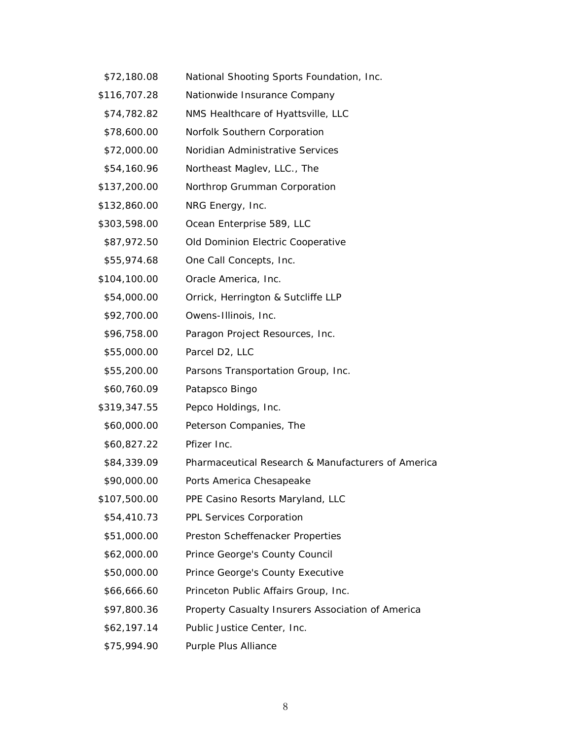| | |
|---|---|
| $72,180.08 | National Shooting Sports Foundation, Inc. |
| $116,707.28 | Nationwide Insurance Company |
| $74,782.82 | NMS Healthcare of Hyattsville, LLC |
| $78,600.00 | Norfolk Southern Corporation |
| $72,000.00 | Noridian Administrative Services |
| $54,160.96 | Northeast Maglev, LLC., The |
| $137,200.00 | Northrop Grumman Corporation |
| $132,860.00 | NRG Energy, Inc. |
| $303,598.00 | Ocean Enterprise 589, LLC |
| $87,972.50 | Old Dominion Electric Cooperative |
| $55,974.68 | One Call Concepts, Inc. |
| $104,100.00 | Oracle America, Inc. |
| $54,000.00 | Orrick, Herrington & Sutcliffe LLP |
| $92,700.00 | Owens-Illinois, Inc. |
| $96,758.00 | Paragon Project Resources, Inc. |
| $55,000.00 | Parcel D2, LLC |
| $55,200.00 | Parsons Transportation Group, Inc. |
| $60,760.09 | Patapsco Bingo |
| $319,347.55 | Pepco Holdings, Inc. |
| $60,000.00 | Peterson Companies, The |
| $60,827.22 | Pfizer Inc. |
| $84,339.09 | Pharmaceutical Research & Manufacturers of America |
| $90,000.00 | Ports America Chesapeake |
| $107,500.00 | PPE Casino Resorts Maryland, LLC |
| $54,410.73 | PPL Services Corporation |
| $51,000.00 | Preston Scheffenacker Properties |
| $62,000.00 | Prince George's County Council |
| $50,000.00 | Prince George's County Executive |
| $66,666.60 | Princeton Public Affairs Group, Inc. |
| $97,800.36 | Property Casualty Insurers Association of America |
| $62,197.14 | Public Justice Center, Inc. |
| $75,994.90 | Purple Plus Alliance |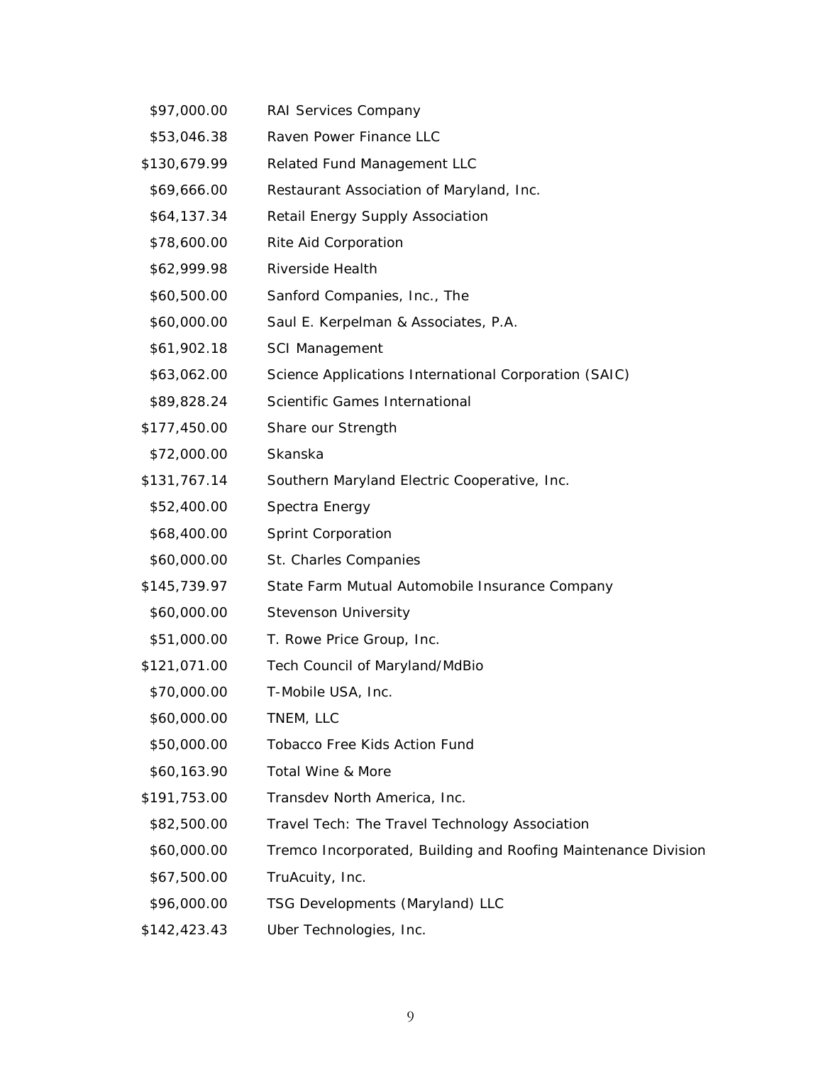| | |
|---|---|
| $97,000.00 | RAI Services Company |
| $53,046.38 | Raven Power Finance LLC |
| $130,679.99 | Related Fund Management LLC |
| $69,666.00 | Restaurant Association of Maryland, Inc. |
| $64,137.34 | Retail Energy Supply Association |
| $78,600.00 | Rite Aid Corporation |
| $62,999.98 | Riverside Health |
| $60,500.00 | Sanford Companies, Inc., The |
| $60,000.00 | Saul E. Kerpelman & Associates, P.A. |
| $61,902.18 | SCI Management |
| $63,062.00 | Science Applications International Corporation (SAIC) |
| $89,828.24 | Scientific Games International |
| $177,450.00 | Share our Strength |
| $72,000.00 | Skanska |
| $131,767.14 | Southern Maryland Electric Cooperative, Inc. |
| $52,400.00 | Spectra Energy |
| $68,400.00 | Sprint Corporation |
| $60,000.00 | St. Charles Companies |
| $145,739.97 | State Farm Mutual Automobile Insurance Company |
| $60,000.00 | Stevenson University |
| $51,000.00 | T. Rowe Price Group, Inc. |
| $121,071.00 | Tech Council of Maryland/MdBio |
| $70,000.00 | T-Mobile USA, Inc. |
| $60,000.00 | TNEM, LLC |
| $50,000.00 | Tobacco Free Kids Action Fund |
| $60,163.90 | Total Wine & More |
| $191,753.00 | Transdev North America, Inc. |
| $82,500.00 | Travel Tech: The Travel Technology Association |
| $60,000.00 | Tremco Incorporated, Building and Roofing Maintenance Division |
| $67,500.00 | TruAcuity, Inc. |
| $96,000.00 | TSG Developments (Maryland) LLC |
| $142,423.43 | Uber Technologies, Inc. |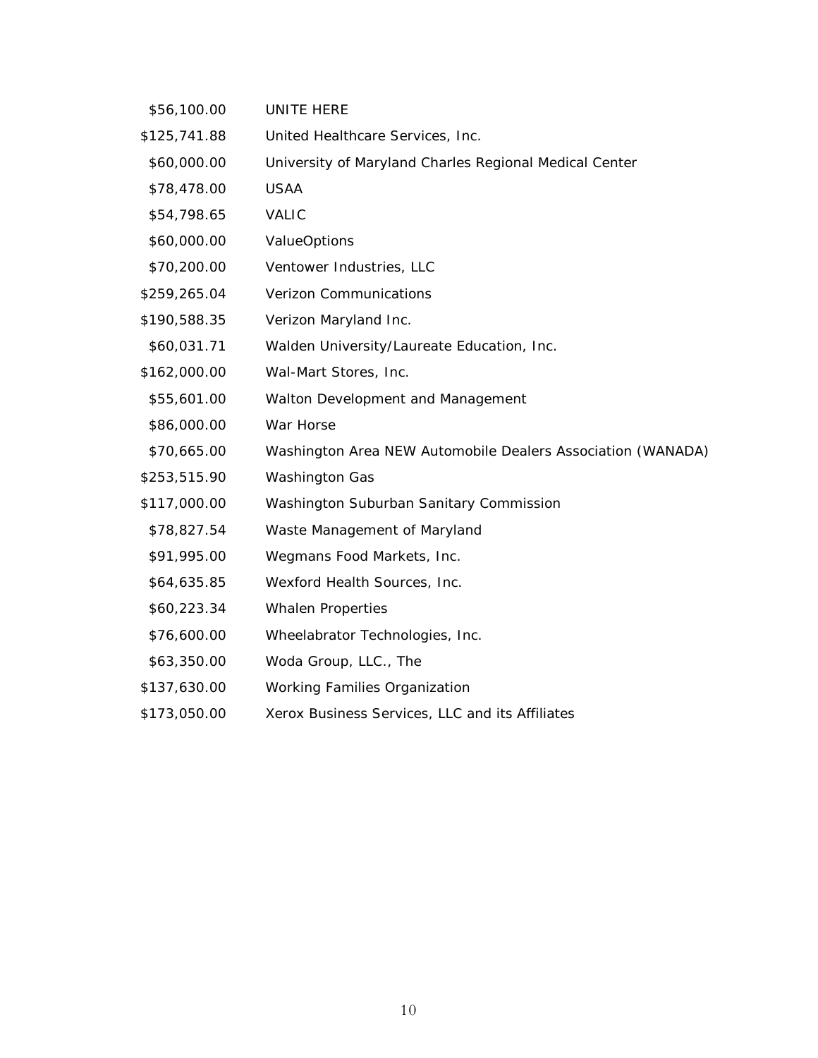| | |
|---|---|
| $56,100.00 | UNITE HERE |
| $125,741.88 | United Healthcare Services, Inc. |
| $60,000.00 | University of Maryland Charles Regional Medical Center |
| $78,478.00 | USAA |
| $54,798.65 | VALIC |
| $60,000.00 | ValueOptions |
| $70,200.00 | Ventower Industries, LLC |
| $259,265.04 | Verizon Communications |
| $190,588.35 | Verizon Maryland Inc. |
| $60,031.71 | Walden University/Laureate Education, Inc. |
| $162,000.00 | Wal-Mart Stores, Inc. |
| $55,601.00 | Walton Development and Management |
| $86,000.00 | War Horse |
| $70,665.00 | Washington Area NEW Automobile Dealers Association (WANADA) |
| $253,515.90 | Washington Gas |
| $117,000.00 | Washington Suburban Sanitary Commission |
| $78,827.54 | Waste Management of Maryland |
| $91,995.00 | Wegmans Food Markets, Inc. |
| $64,635.85 | Wexford Health Sources, Inc. |
| $60,223.34 | Whalen Properties |
| $76,600.00 | Wheelabrator Technologies, Inc. |
| $63,350.00 | Woda Group, LLC., The |
| $137,630.00 | Working Families Organization |
| $173,050.00 | Xerox Business Services, LLC and its Affiliates |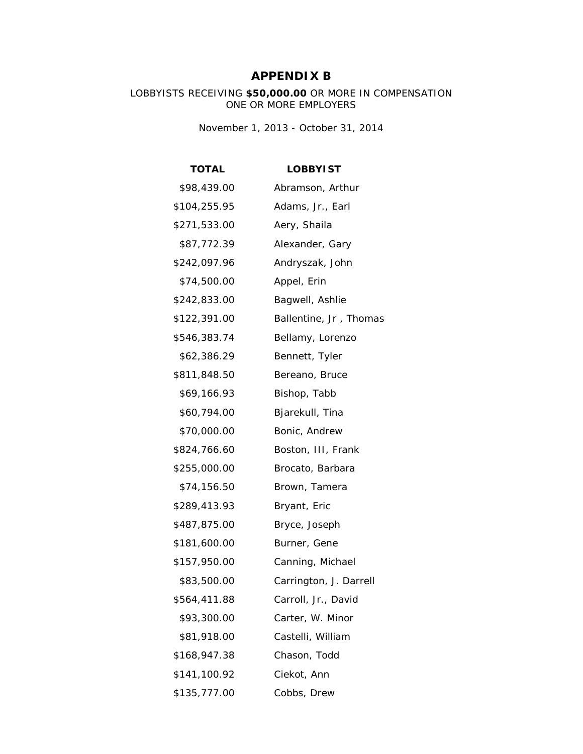# APPENDIX B

LOBBYISTS RECEIVING **$50,000.00** OR MORE IN COMPENSATION
ONE OR MORE EMPLOYERS

November 1, 2013 - October 31, 2014

| TOTAL | LOBBYIST |
|---|---|
| $98,439.00 | Abramson, Arthur |
| $104,255.95 | Adams, Jr., Earl |
| $271,533.00 | Aery, Shaila |
| $87,772.39 | Alexander, Gary |
| $242,097.96 | Andryszak, John |
| $74,500.00 | Appel, Erin |
| $242,833.00 | Bagwell, Ashlie |
| $122,391.00 | Ballentine, Jr , Thomas |
| $546,383.74 | Bellamy, Lorenzo |
| $62,386.29 | Bennett, Tyler |
| $811,848.50 | Bereano, Bruce |
| $69,166.93 | Bishop, Tabb |
| $60,794.00 | Bjarekull, Tina |
| $70,000.00 | Bonic, Andrew |
| $824,766.60 | Boston, III, Frank |
| $255,000.00 | Brocato, Barbara |
| $74,156.50 | Brown, Tamera |
| $289,413.93 | Bryant, Eric |
| $487,875.00 | Bryce, Joseph |
| $181,600.00 | Burner, Gene |
| $157,950.00 | Canning, Michael |
| $83,500.00 | Carrington, J. Darrell |
| $564,411.88 | Carroll, Jr., David |
| $93,300.00 | Carter, W. Minor |
| $81,918.00 | Castelli, William |
| $168,947.38 | Chason, Todd |
| $141,100.92 | Ciekot, Ann |
| $135,777.00 | Cobbs, Drew |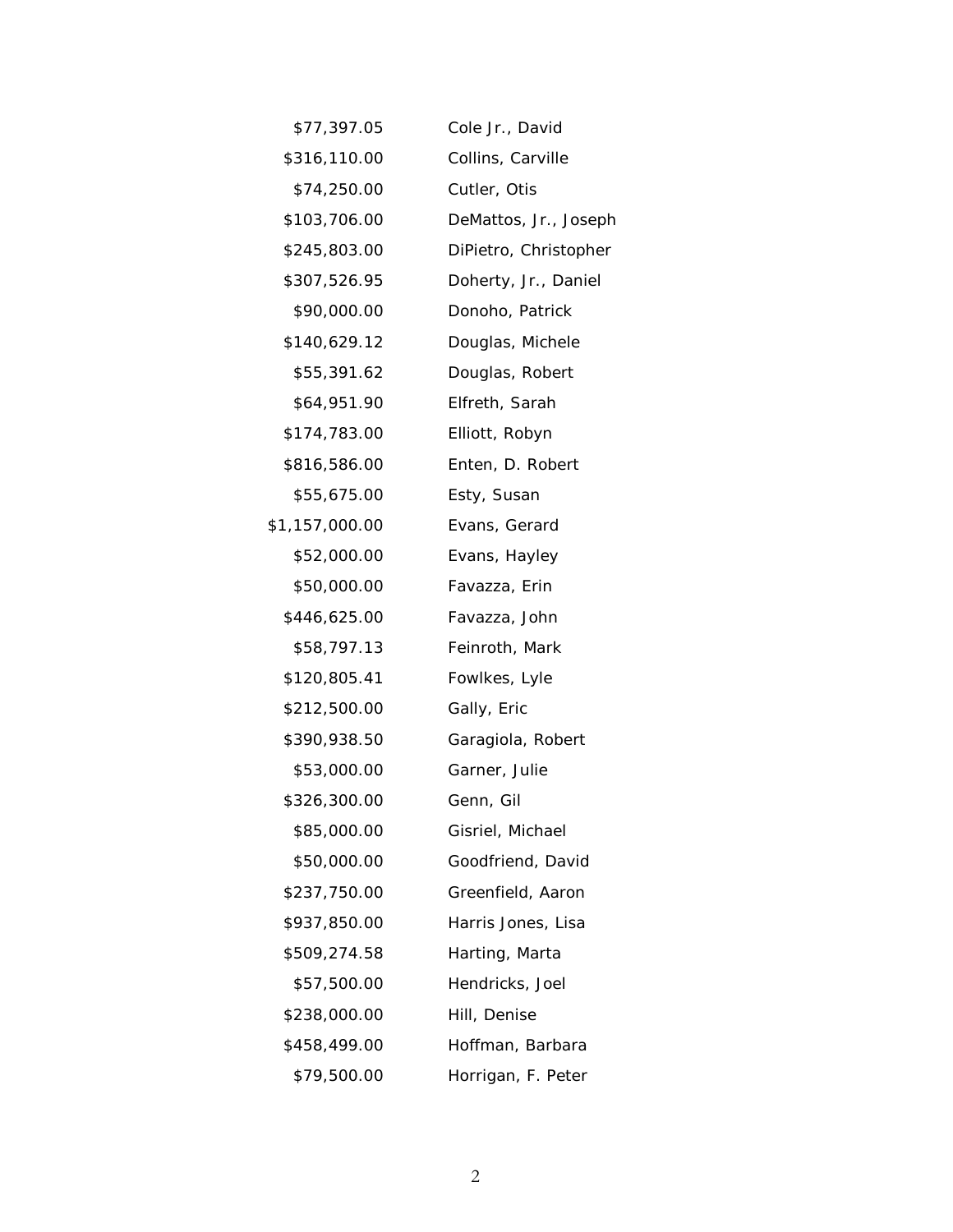| | |
|---|---|
| $77,397.05 | Cole Jr., David |
| $316,110.00 | Collins, Carville |
| $74,250.00 | Cutler, Otis |
| $103,706.00 | DeMattos, Jr., Joseph |
| $245,803.00 | DiPietro, Christopher |
| $307,526.95 | Doherty, Jr., Daniel |
| $90,000.00 | Donoho, Patrick |
| $140,629.12 | Douglas, Michele |
| $55,391.62 | Douglas, Robert |
| $64,951.90 | Elfreth, Sarah |
| $174,783.00 | Elliott, Robyn |
| $816,586.00 | Enten, D. Robert |
| $55,675.00 | Esty, Susan |
| $1,157,000.00 | Evans, Gerard |
| $52,000.00 | Evans, Hayley |
| $50,000.00 | Favazza, Erin |
| $446,625.00 | Favazza, John |
| $58,797.13 | Feinroth, Mark |
| $120,805.41 | Fowlkes, Lyle |
| $212,500.00 | Gally, Eric |
| $390,938.50 | Garagiola, Robert |
| $53,000.00 | Garner, Julie |
| $326,300.00 | Genn, Gil |
| $85,000.00 | Gisriel, Michael |
| $50,000.00 | Goodfriend, David |
| $237,750.00 | Greenfield, Aaron |
| $937,850.00 | Harris Jones, Lisa |
| $509,274.58 | Harting, Marta |
| $57,500.00 | Hendricks, Joel |
| $238,000.00 | Hill, Denise |
| $458,499.00 | Hoffman, Barbara |
| $79,500.00 | Horrigan, F. Peter |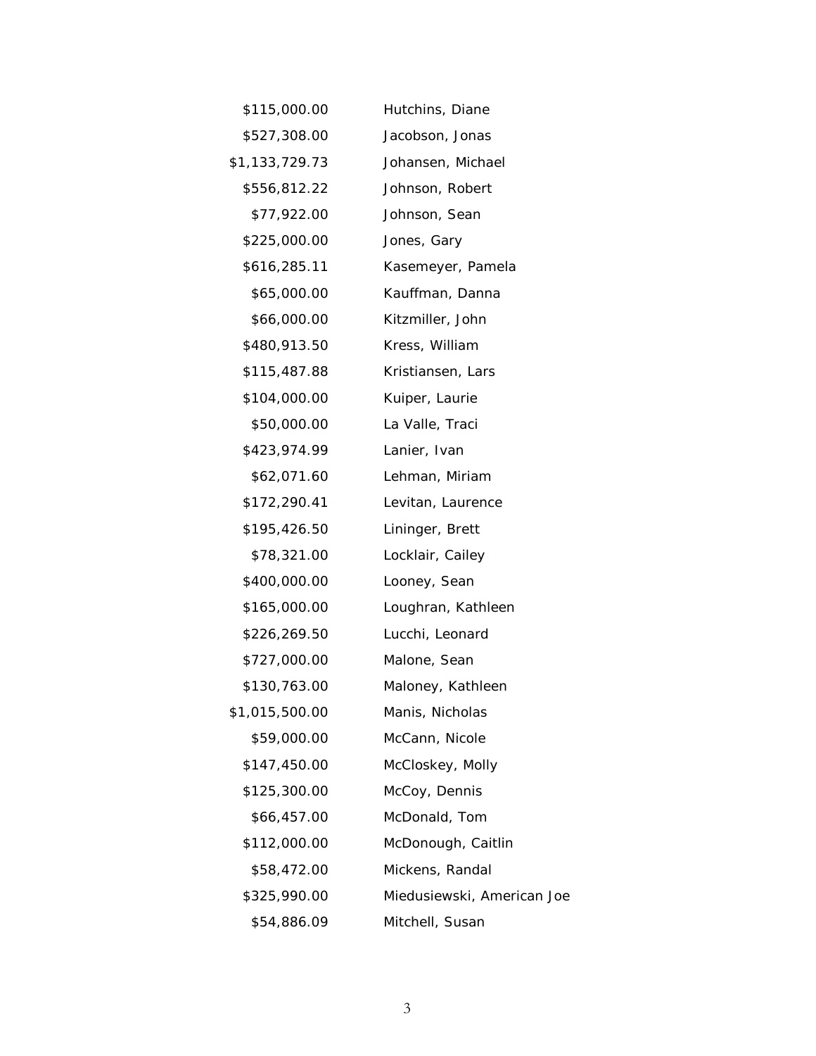| | |
|---|---|
| $115,000.00 | Hutchins, Diane |
| $527,308.00 | Jacobson, Jonas |
| $1,133,729.73 | Johansen, Michael |
| $556,812.22 | Johnson, Robert |
| $77,922.00 | Johnson, Sean |
| $225,000.00 | Jones, Gary |
| $616,285.11 | Kasemeyer, Pamela |
| $65,000.00 | Kauffman, Danna |
| $66,000.00 | Kitzmiller, John |
| $480,913.50 | Kress, William |
| $115,487.88 | Kristiansen, Lars |
| $104,000.00 | Kuiper, Laurie |
| $50,000.00 | La Valle, Traci |
| $423,974.99 | Lanier, Ivan |
| $62,071.60 | Lehman, Miriam |
| $172,290.41 | Levitan, Laurence |
| $195,426.50 | Lininger, Brett |
| $78,321.00 | Locklair, Cailey |
| $400,000.00 | Looney, Sean |
| $165,000.00 | Loughran, Kathleen |
| $226,269.50 | Lucchi, Leonard |
| $727,000.00 | Malone, Sean |
| $130,763.00 | Maloney, Kathleen |
| $1,015,500.00 | Manis, Nicholas |
| $59,000.00 | McCann, Nicole |
| $147,450.00 | McCloskey, Molly |
| $125,300.00 | McCoy, Dennis |
| $66,457.00 | McDonald, Tom |
| $112,000.00 | McDonough, Caitlin |
| $58,472.00 | Mickens, Randal |
| $325,990.00 | Miedusiewski, American Joe |
| $54,886.09 | Mitchell, Susan |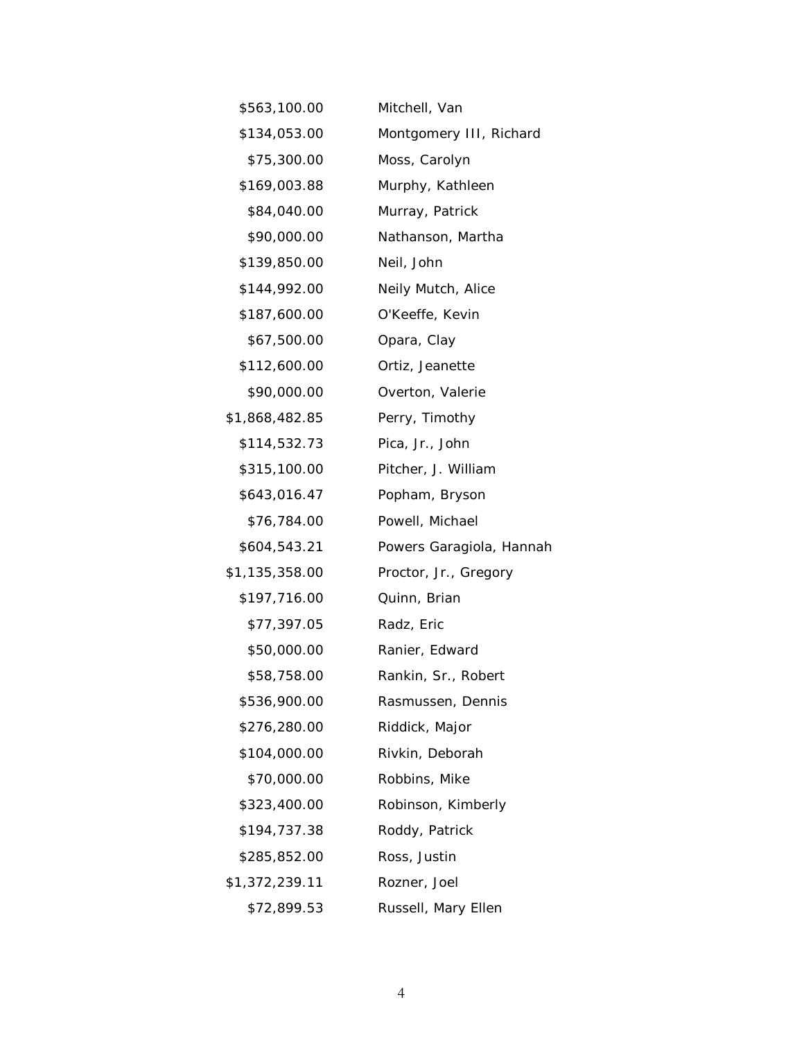| | |
|---|---|
| $563,100.00 | Mitchell, Van |
| $134,053.00 | Montgomery III, Richard |
| $75,300.00 | Moss, Carolyn |
| $169,003.88 | Murphy, Kathleen |
| $84,040.00 | Murray, Patrick |
| $90,000.00 | Nathanson, Martha |
| $139,850.00 | Neil, John |
| $144,992.00 | Neily Mutch, Alice |
| $187,600.00 | O'Keeffe, Kevin |
| $67,500.00 | Opara, Clay |
| $112,600.00 | Ortiz, Jeanette |
| $90,000.00 | Overton, Valerie |
| $1,868,482.85 | Perry, Timothy |
| $114,532.73 | Pica, Jr., John |
| $315,100.00 | Pitcher, J. William |
| $643,016.47 | Popham, Bryson |
| $76,784.00 | Powell, Michael |
| $604,543.21 | Powers Garagiola, Hannah |
| $1,135,358.00 | Proctor, Jr., Gregory |
| $197,716.00 | Quinn, Brian |
| $77,397.05 | Radz, Eric |
| $50,000.00 | Ranier, Edward |
| $58,758.00 | Rankin, Sr., Robert |
| $536,900.00 | Rasmussen, Dennis |
| $276,280.00 | Riddick, Major |
| $104,000.00 | Rivkin, Deborah |
| $70,000.00 | Robbins, Mike |
| $323,400.00 | Robinson, Kimberly |
| $194,737.38 | Roddy, Patrick |
| $285,852.00 | Ross, Justin |
| $1,372,239.11 | Rozner, Joel |
| $72,899.53 | Russell, Mary Ellen |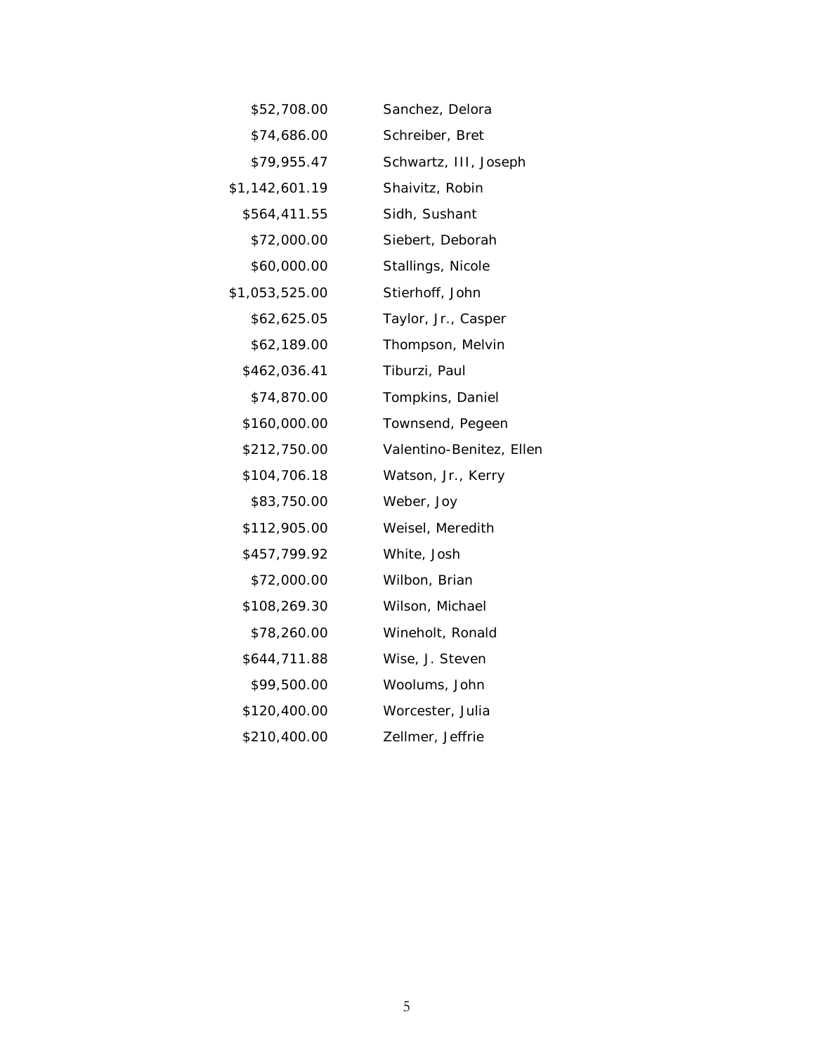| | |
|---|---|
| $52,708.00 | Sanchez, Delora |
| $74,686.00 | Schreiber, Bret |
| $79,955.47 | Schwartz, III, Joseph |
| $1,142,601.19 | Shaivitz, Robin |
| $564,411.55 | Sidh, Sushant |
| $72,000.00 | Siebert, Deborah |
| $60,000.00 | Stallings, Nicole |
| $1,053,525.00 | Stierhoff, John |
| $62,625.05 | Taylor, Jr., Casper |
| $62,189.00 | Thompson, Melvin |
| $462,036.41 | Tiburzi, Paul |
| $74,870.00 | Tompkins, Daniel |
| $160,000.00 | Townsend, Pegeen |
| $212,750.00 | Valentino-Benitez, Ellen |
| $104,706.18 | Watson, Jr., Kerry |
| $83,750.00 | Weber, Joy |
| $112,905.00 | Weisel, Meredith |
| $457,799.92 | White, Josh |
| $72,000.00 | Wilbon, Brian |
| $108,269.30 | Wilson, Michael |
| $78,260.00 | Wineholt, Ronald |
| $644,711.88 | Wise, J. Steven |
| $99,500.00 | Woolums, John |
| $120,400.00 | Worcester, Julia |
| $210,400.00 | Zellmer, Jeffrie |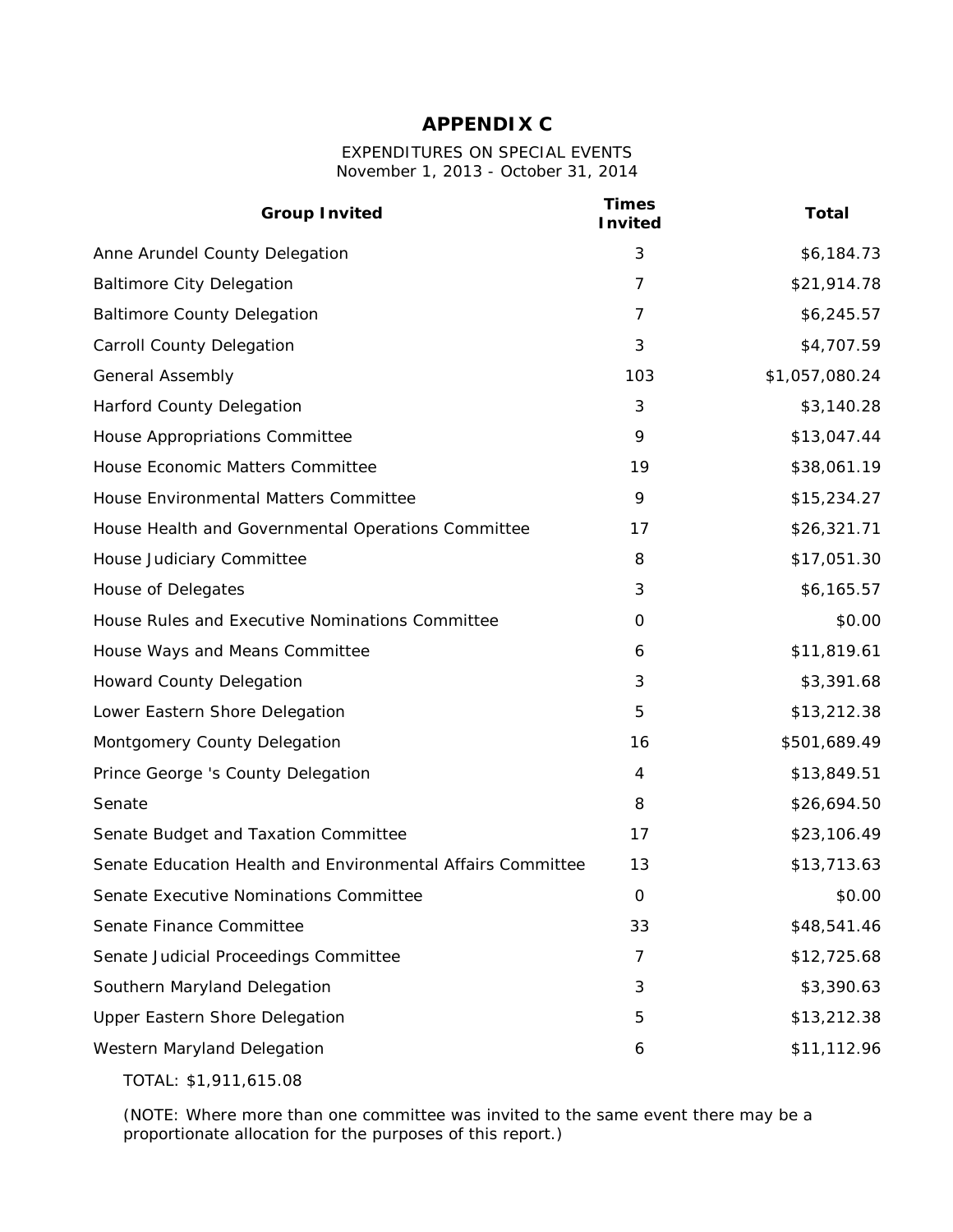# APPENDIX C

EXPENDITURES ON SPECIAL EVENTS
November 1, 2013 - October 31, 2014

| Group Invited | Times Invited | Total |
|---|---|---|
| Anne Arundel County Delegation | 3 | $6,184.73 |
| Baltimore City Delegation | 7 | $21,914.78 |
| Baltimore County Delegation | 7 | $6,245.57 |
| Carroll County Delegation | 3 | $4,707.59 |
| General Assembly | 103 | $1,057,080.24 |
| Harford County Delegation | 3 | $3,140.28 |
| House Appropriations Committee | 9 | $13,047.44 |
| House Economic Matters Committee | 19 | $38,061.19 |
| House Environmental Matters Committee | 9 | $15,234.27 |
| House Health and Governmental Operations Committee | 17 | $26,321.71 |
| House Judiciary Committee | 8 | $17,051.30 |
| House of Delegates | 3 | $6,165.57 |
| House Rules and Executive Nominations Committee | 0 | $0.00 |
| House Ways and Means Committee | 6 | $11,819.61 |
| Howard County Delegation | 3 | $3,391.68 |
| Lower Eastern Shore Delegation | 5 | $13,212.38 |
| Montgomery County Delegation | 16 | $501,689.49 |
| Prince George 's County Delegation | 4 | $13,849.51 |
| Senate | 8 | $26,694.50 |
| Senate Budget and Taxation Committee | 17 | $23,106.49 |
| Senate Education Health and Environmental Affairs Committee | 13 | $13,713.63 |
| Senate Executive Nominations Committee | 0 | $0.00 |
| Senate Finance Committee | 33 | $48,541.46 |
| Senate Judicial Proceedings Committee | 7 | $12,725.68 |
| Southern Maryland Delegation | 3 | $3,390.63 |
| Upper Eastern Shore Delegation | 5 | $13,212.38 |
| Western Maryland Delegation | 6 | $11,112.96 |

TOTAL: $1,911,615.08

(NOTE: Where more than one committee was invited to the same event there may be a proportionate allocation for the purposes of this report.)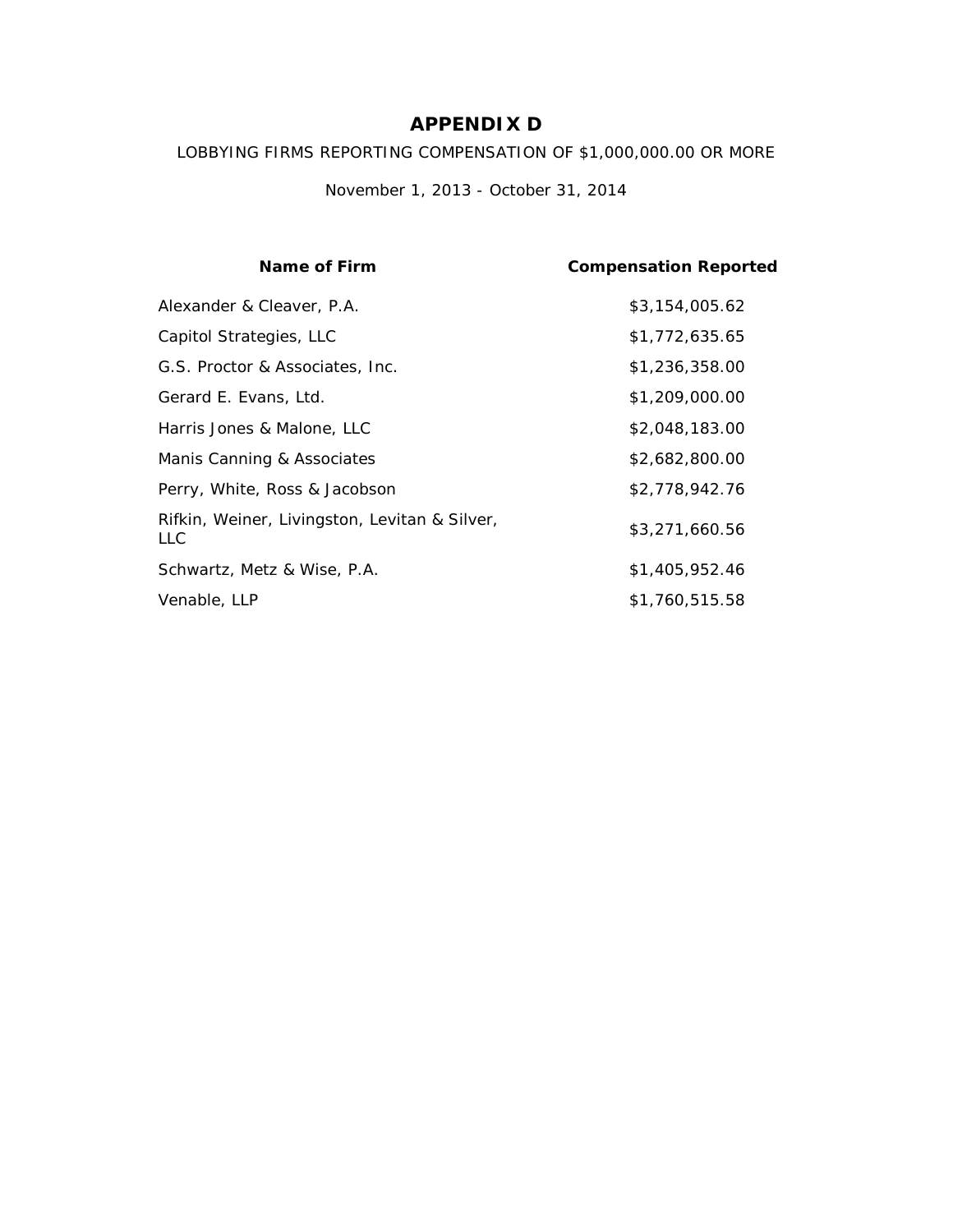# APPENDIX D

LOBBYING FIRMS REPORTING COMPENSATION OF $1,000,000.00 OR MORE

November 1, 2013 - October 31, 2014

| Name of Firm | Compensation Reported |
|---|---|
| Alexander & Cleaver, P.A. | $3,154,005.62 |
| Capitol Strategies, LLC | $1,772,635.65 |
| G.S. Proctor & Associates, Inc. | $1,236,358.00 |
| Gerard E. Evans, Ltd. | $1,209,000.00 |
| Harris Jones & Malone, LLC | $2,048,183.00 |
| Manis Canning & Associates | $2,682,800.00 |
| Perry, White, Ross & Jacobson | $2,778,942.76 |
| Rifkin, Weiner, Livingston, Levitan & Silver, LLC | $3,271,660.56 |
| Schwartz, Metz & Wise, P.A. | $1,405,952.46 |
| Venable, LLP | $1,760,515.58 |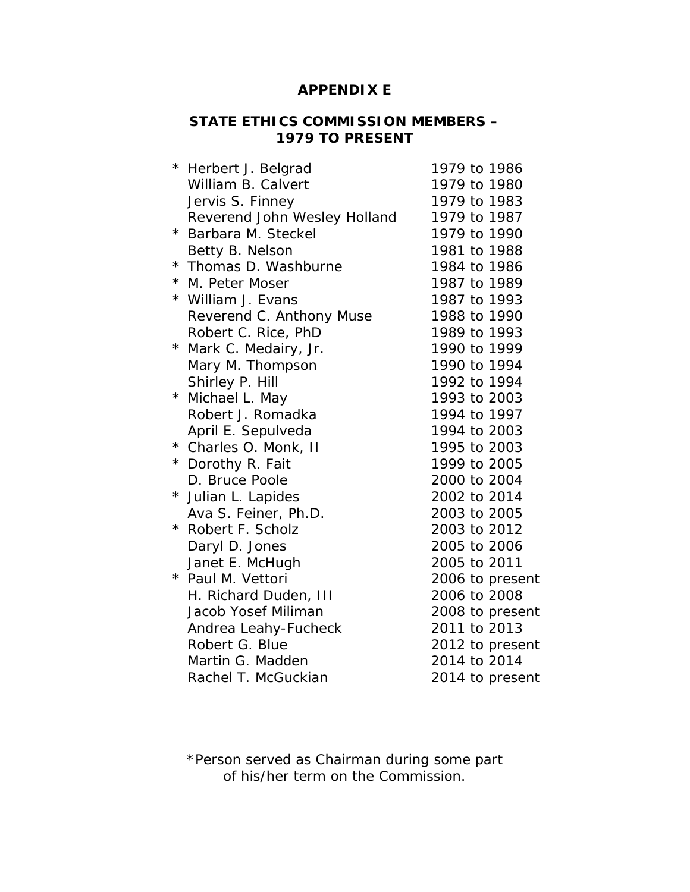# APPENDIX E

## STATE ETHICS COMMISSION MEMBERS – 1979 TO PRESENT

| | | |
|---|---|---|
| * | Herbert J. Belgrad | 1979 to 1986 |
| | William B. Calvert | 1979 to 1980 |
| | Jervis S. Finney | 1979 to 1983 |
| | Reverend John Wesley Holland | 1979 to 1987 |
| * | Barbara M. Steckel | 1979 to 1990 |
| | Betty B. Nelson | 1981 to 1988 |
| * | Thomas D. Washburne | 1984 to 1986 |
| * | M. Peter Moser | 1987 to 1989 |
| * | William J. Evans | 1987 to 1993 |
| | Reverend C. Anthony Muse | 1988 to 1990 |
| | Robert C. Rice, PhD | 1989 to 1993 |
| * | Mark C. Medairy, Jr. | 1990 to 1999 |
| | Mary M. Thompson | 1990 to 1994 |
| | Shirley P. Hill | 1992 to 1994 |
| * | Michael L. May | 1993 to 2003 |
| | Robert J. Romadka | 1994 to 1997 |
| | April E. Sepulveda | 1994 to 2003 |
| * | Charles O. Monk, II | 1995 to 2003 |
| * | Dorothy R. Fait | 1999 to 2005 |
| | D. Bruce Poole | 2000 to 2004 |
| * | Julian L. Lapides | 2002 to 2014 |
| | Ava S. Feiner, Ph.D. | 2003 to 2005 |
| * | Robert F. Scholz | 2003 to 2012 |
| | Daryl D. Jones | 2005 to 2006 |
| | Janet E. McHugh | 2005 to 2011 |
| * | Paul M. Vettori | 2006 to present |
| | H. Richard Duden, III | 2006 to 2008 |
| | Jacob Yosef Miliman | 2008 to present |
| | Andrea Leahy-Fucheck | 2011 to 2013 |
| | Robert G. Blue | 2012 to present |
| | Martin G. Madden | 2014 to 2014 |
| | Rachel T. McGuckian | 2014 to present |

*Person served as Chairman during some part of his/her term on the Commission.